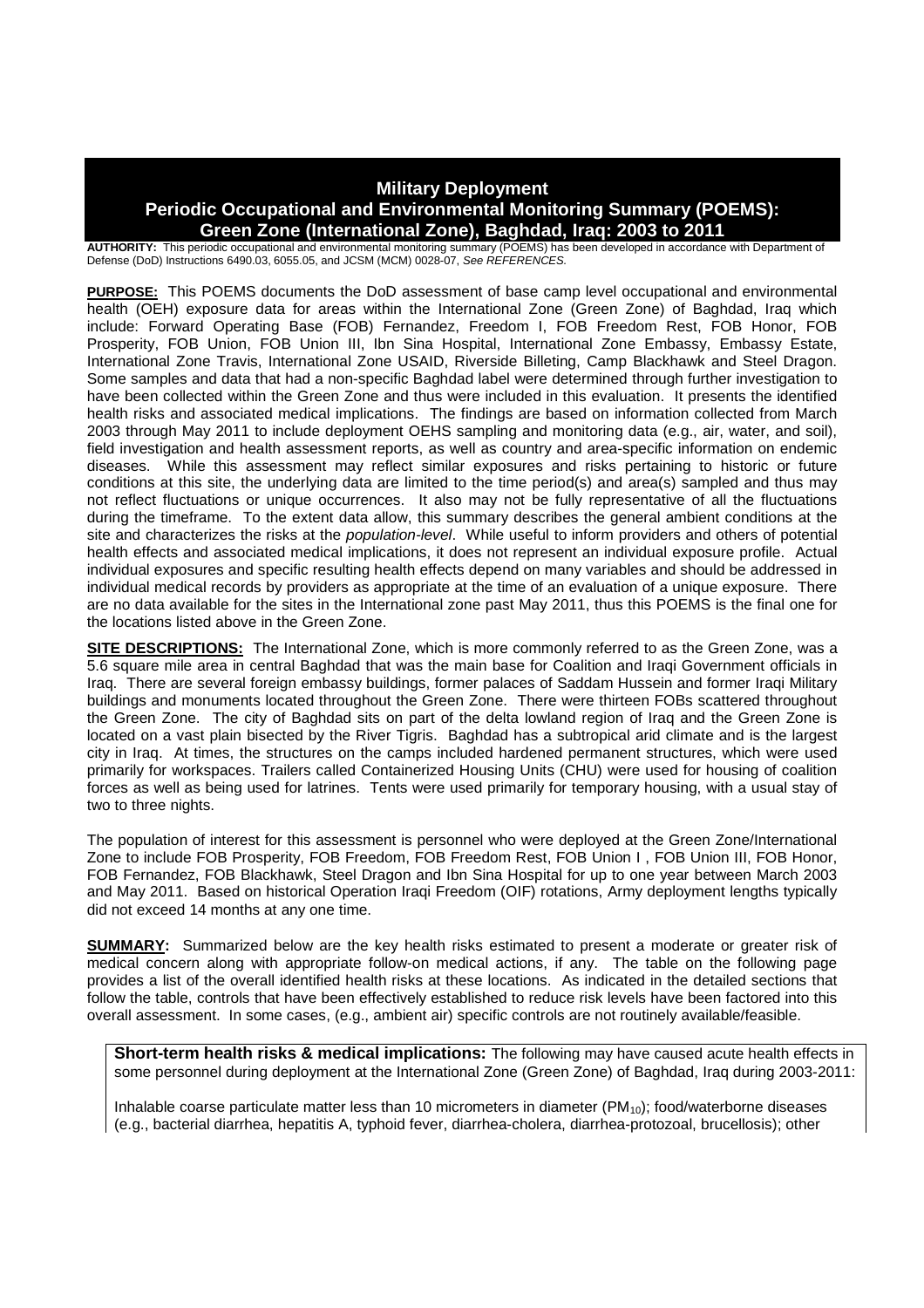# Military Deployment
# Periodic Occupational and Environmental Monitoring Summary (POEMS): Green Zone (International Zone), Baghdad, Iraq: 2003 to 2011

**AUTHORITY:** This periodic occupational and environmental monitoring summary (POEMS) has been developed in accordance with Department of Defense (DoD) Instructions 6490.03, 6055.05, and JCSM (MCM) 0028-07, *See REFERENCES.*

**PURPOSE:** This POEMS documents the DoD assessment of base camp level occupational and environmental health (OEH) exposure data for areas within the International Zone (Green Zone) of Baghdad, Iraq which include: Forward Operating Base (FOB) Fernandez, Freedom I, FOB Freedom Rest, FOB Honor, FOB Prosperity, FOB Union, FOB Union III, Ibn Sina Hospital, International Zone Embassy, Embassy Estate, International Zone Travis, International Zone USAID, Riverside Billeting, Camp Blackhawk and Steel Dragon. Some samples and data that had a non-specific Baghdad label were determined through further investigation to have been collected within the Green Zone and thus were included in this evaluation. It presents the identified health risks and associated medical implications. The findings are based on information collected from March 2003 through May 2011 to include deployment OEHS sampling and monitoring data (e.g., air, water, and soil), field investigation and health assessment reports, as well as country and area-specific information on endemic diseases. While this assessment may reflect similar exposures and risks pertaining to historic or future conditions at this site, the underlying data are limited to the time period(s) and area(s) sampled and thus may not reflect fluctuations or unique occurrences. It also may not be fully representative of all the fluctuations during the timeframe. To the extent data allow, this summary describes the general ambient conditions at the site and characterizes the risks at the *population-level*. While useful to inform providers and others of potential health effects and associated medical implications, it does not represent an individual exposure profile. Actual individual exposures and specific resulting health effects depend on many variables and should be addressed in individual medical records by providers as appropriate at the time of an evaluation of a unique exposure. There are no data available for the sites in the International zone past May 2011, thus this POEMS is the final one for the locations listed above in the Green Zone.

**SITE DESCRIPTIONS:** The International Zone, which is more commonly referred to as the Green Zone, was a 5.6 square mile area in central Baghdad that was the main base for Coalition and Iraqi Government officials in Iraq. There are several foreign embassy buildings, former palaces of Saddam Hussein and former Iraqi Military buildings and monuments located throughout the Green Zone. There were thirteen FOBs scattered throughout the Green Zone. The city of Baghdad sits on part of the delta lowland region of Iraq and the Green Zone is located on a vast plain bisected by the River Tigris. Baghdad has a subtropical arid climate and is the largest city in Iraq. At times, the structures on the camps included hardened permanent structures, which were used primarily for workspaces. Trailers called Containerized Housing Units (CHU) were used for housing of coalition forces as well as being used for latrines. Tents were used primarily for temporary housing, with a usual stay of two to three nights.

The population of interest for this assessment is personnel who were deployed at the Green Zone/International Zone to include FOB Prosperity, FOB Freedom, FOB Freedom Rest, FOB Union I , FOB Union III, FOB Honor, FOB Fernandez, FOB Blackhawk, Steel Dragon and Ibn Sina Hospital for up to one year between March 2003 and May 2011. Based on historical Operation Iraqi Freedom (OIF) rotations, Army deployment lengths typically did not exceed 14 months at any one time.

**SUMMARY:** Summarized below are the key health risks estimated to present a moderate or greater risk of medical concern along with appropriate follow-on medical actions, if any. The table on the following page provides a list of the overall identified health risks at these locations. As indicated in the detailed sections that follow the table, controls that have been effectively established to reduce risk levels have been factored into this overall assessment. In some cases, (e.g., ambient air) specific controls are not routinely available/feasible.

**Short-term health risks & medical implications:** The following may have caused acute health effects in some personnel during deployment at the International Zone (Green Zone) of Baghdad, Iraq during 2003-2011:

Inhalable coarse particulate matter less than 10 micrometers in diameter ($PM_{10}$); food/waterborne diseases (e.g., bacterial diarrhea, hepatitis A, typhoid fever, diarrhea-cholera, diarrhea-protozoal, brucellosis); other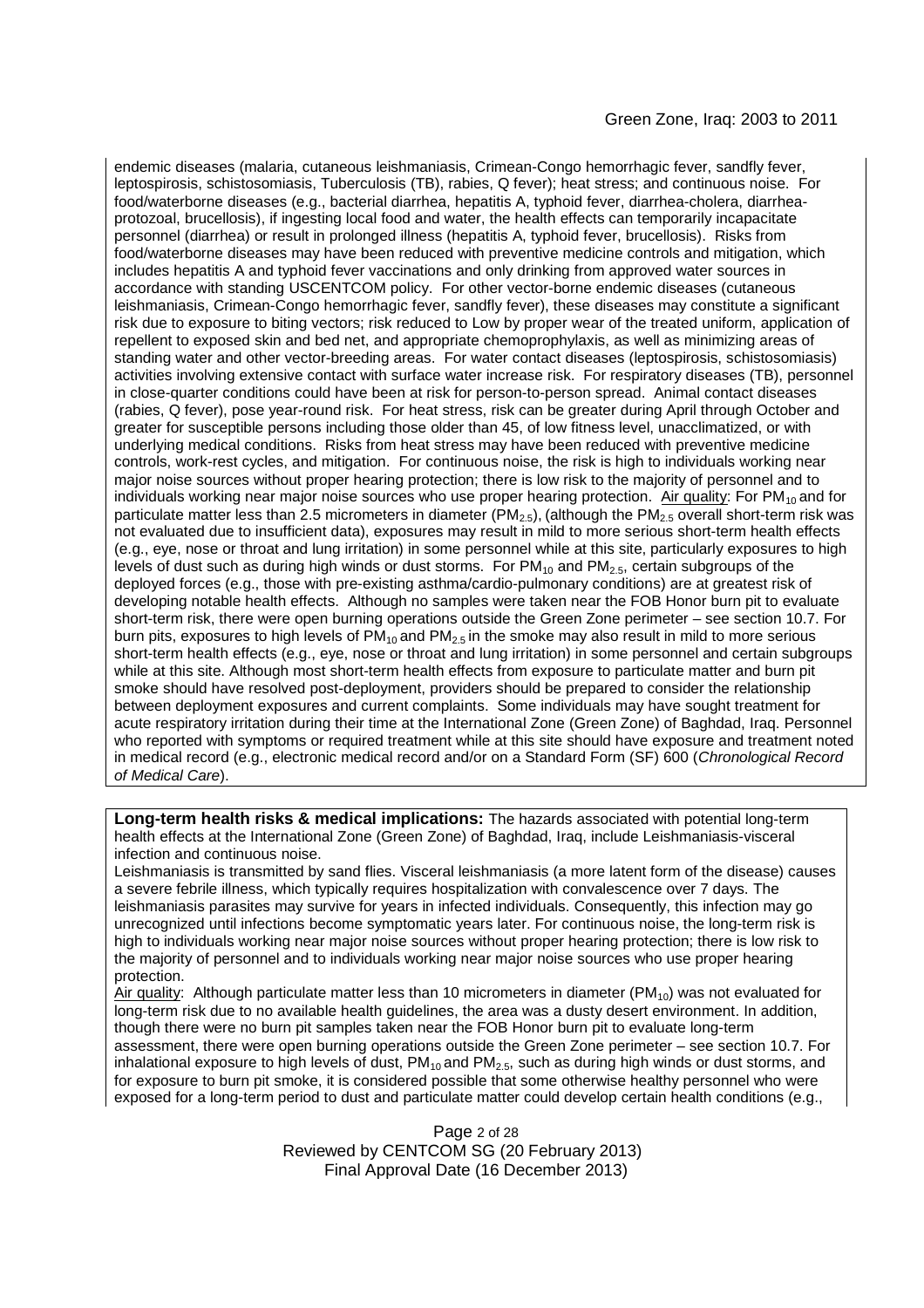endemic diseases (malaria, cutaneous leishmaniasis, Crimean-Congo hemorrhagic fever, sandfly fever, leptospirosis, schistosomiasis, Tuberculosis (TB), rabies, Q fever); heat stress; and continuous noise. For food/waterborne diseases (e.g., bacterial diarrhea, hepatitis A, typhoid fever, diarrhea-cholera, diarrhea-protozoal, brucellosis), if ingesting local food and water, the health effects can temporarily incapacitate personnel (diarrhea) or result in prolonged illness (hepatitis A, typhoid fever, brucellosis). Risks from food/waterborne diseases may have been reduced with preventive medicine controls and mitigation, which includes hepatitis A and typhoid fever vaccinations and only drinking from approved water sources in accordance with standing USCENTCOM policy. For other vector-borne endemic diseases (cutaneous leishmaniasis, Crimean-Congo hemorrhagic fever, sandfly fever), these diseases may constitute a significant risk due to exposure to biting vectors; risk reduced to Low by proper wear of the treated uniform, application of repellent to exposed skin and bed net, and appropriate chemoprophylaxis, as well as minimizing areas of standing water and other vector-breeding areas. For water contact diseases (leptospirosis, schistosomiasis) activities involving extensive contact with surface water increase risk. For respiratory diseases (TB), personnel in close-quarter conditions could have been at risk for person-to-person spread. Animal contact diseases (rabies, Q fever), pose year-round risk. For heat stress, risk can be greater during April through October and greater for susceptible persons including those older than 45, of low fitness level, unacclimatized, or with underlying medical conditions. Risks from heat stress may have been reduced with preventive medicine controls, work-rest cycles, and mitigation. For continuous noise, the risk is high to individuals working near major noise sources without proper hearing protection; there is low risk to the majority of personnel and to individuals working near major noise sources who use proper hearing protection. Air quality: For $PM_{10}$ and for particulate matter less than 2.5 micrometers in diameter ($PM_{2.5}$), (although the $PM_{2.5}$ overall short-term risk was not evaluated due to insufficient data), exposures may result in mild to more serious short-term health effects (e.g., eye, nose or throat and lung irritation) in some personnel while at this site, particularly exposures to high levels of dust such as during high winds or dust storms. For $PM_{10}$ and $PM_{2.5}$, certain subgroups of the deployed forces (e.g., those with pre-existing asthma/cardio-pulmonary conditions) are at greatest risk of developing notable health effects. Although no samples were taken near the FOB Honor burn pit to evaluate short-term risk, there were open burning operations outside the Green Zone perimeter – see section 10.7. For burn pits, exposures to high levels of $PM_{10}$ and $PM_{2.5}$ in the smoke may also result in mild to more serious short-term health effects (e.g., eye, nose or throat and lung irritation) in some personnel and certain subgroups while at this site. Although most short-term health effects from exposure to particulate matter and burn pit smoke should have resolved post-deployment, providers should be prepared to consider the relationship between deployment exposures and current complaints. Some individuals may have sought treatment for acute respiratory irritation during their time at the International Zone (Green Zone) of Baghdad, Iraq. Personnel who reported with symptoms or required treatment while at this site should have exposure and treatment noted in medical record (e.g., electronic medical record and/or on a Standard Form (SF) 600 (*Chronological Record of Medical Care*).

**Long-term health risks & medical implications:** The hazards associated with potential long-term health effects at the International Zone (Green Zone) of Baghdad, Iraq, include Leishmaniasis-visceral infection and continuous noise.

Leishmaniasis is transmitted by sand flies. Visceral leishmaniasis (a more latent form of the disease) causes a severe febrile illness, which typically requires hospitalization with convalescence over 7 days. The leishmaniasis parasites may survive for years in infected individuals. Consequently, this infection may go unrecognized until infections become symptomatic years later. For continuous noise, the long-term risk is high to individuals working near major noise sources without proper hearing protection; there is low risk to the majority of personnel and to individuals working near major noise sources who use proper hearing protection.

Air quality: Although particulate matter less than 10 micrometers in diameter ($PM_{10}$) was not evaluated for long-term risk due to no available health guidelines, the area was a dusty desert environment. In addition, though there were no burn pit samples taken near the FOB Honor burn pit to evaluate long-term assessment, there were open burning operations outside the Green Zone perimeter – see section 10.7. For inhalational exposure to high levels of dust, $PM_{10}$ and $PM_{2.5}$, such as during high winds or dust storms, and for exposure to burn pit smoke, it is considered possible that some otherwise healthy personnel who were exposed for a long-term period to dust and particulate matter could develop certain health conditions (e.g.,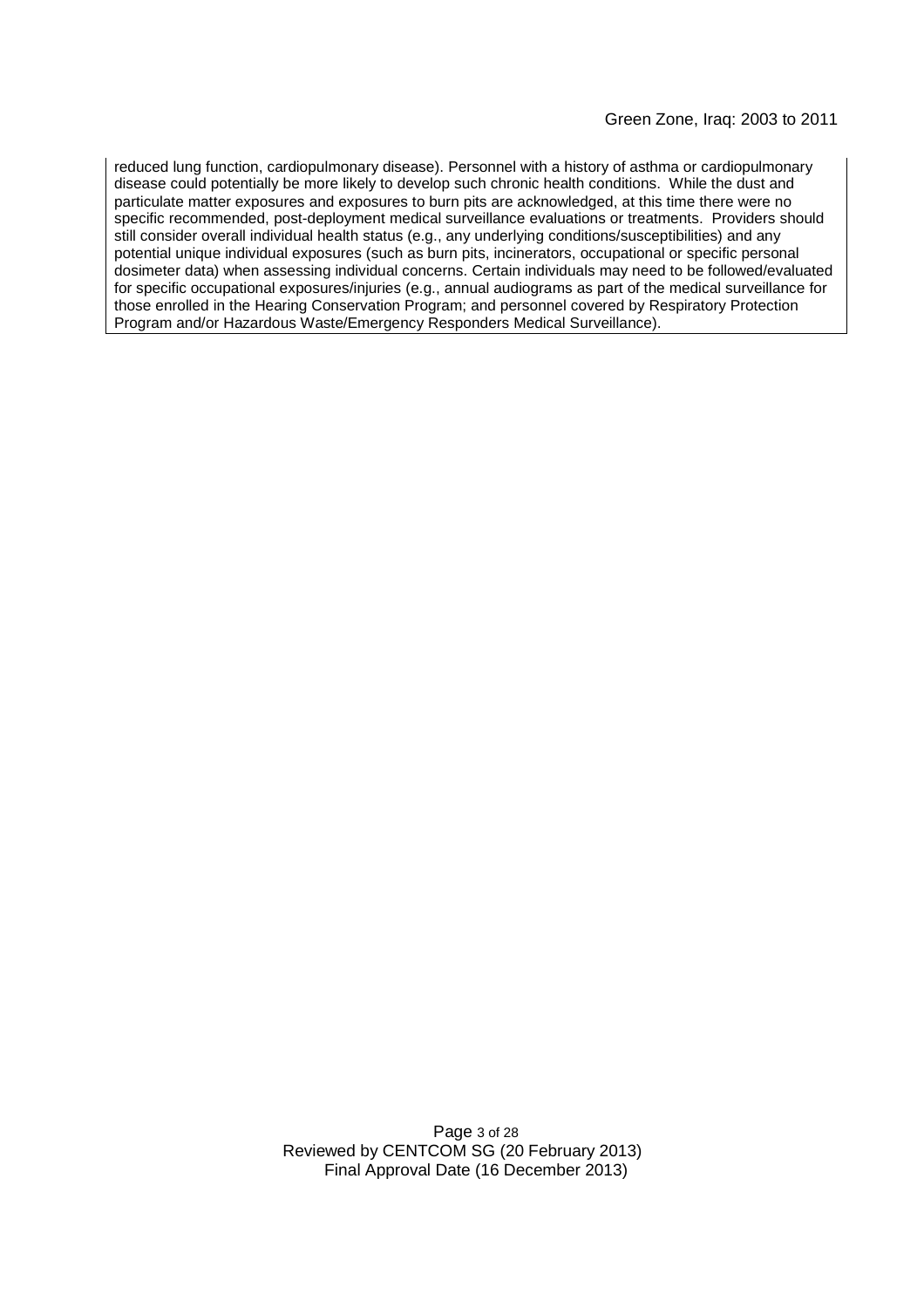reduced lung function, cardiopulmonary disease). Personnel with a history of asthma or cardiopulmonary disease could potentially be more likely to develop such chronic health conditions. While the dust and particulate matter exposures and exposures to burn pits are acknowledged, at this time there were no specific recommended, post-deployment medical surveillance evaluations or treatments. Providers should still consider overall individual health status (e.g., any underlying conditions/susceptibilities) and any potential unique individual exposures (such as burn pits, incinerators, occupational or specific personal dosimeter data) when assessing individual concerns. Certain individuals may need to be followed/evaluated for specific occupational exposures/injuries (e.g., annual audiograms as part of the medical surveillance for those enrolled in the Hearing Conservation Program; and personnel covered by Respiratory Protection Program and/or Hazardous Waste/Emergency Responders Medical Surveillance).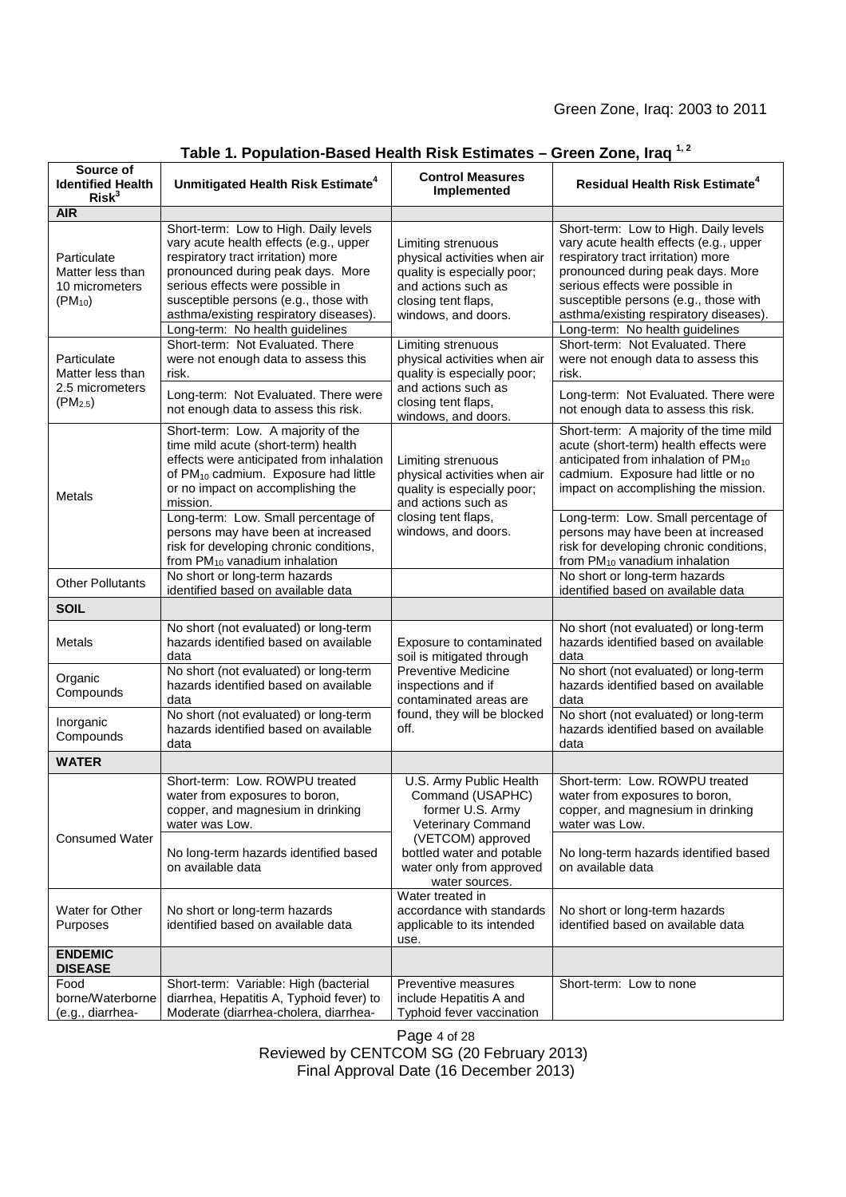**Table 1. Population-Based Health Risk Estimates – Green Zone, Iraq [1, 2]**

| Source of Identified Health Risk[3] | Unmitigated Health Risk Estimate[4] | Control Measures Implemented | Residual Health Risk Estimate[4] |
|---|---|---|---|
| **AIR** | | | |
| Particulate Matter less than 10 micrometers ($PM_{10}$) | Short-term: Low to High. Daily levels vary acute health effects (e.g., upper respiratory tract irritation) more pronounced during peak days. More serious effects were possible in susceptible persons (e.g., those with asthma/existing respiratory diseases).<br>Long-term: No health guidelines | Limiting strenuous physical activities when air quality is especially poor; and actions such as closing tent flaps, windows, and doors. | Short-term: Low to High. Daily levels vary acute health effects (e.g., upper respiratory tract irritation) more pronounced during peak days. More serious effects were possible in susceptible persons (e.g., those with asthma/existing respiratory diseases).<br>Long-term: No health guidelines |
| Particulate Matter less than 2.5 micrometers ($PM_{2.5}$) | Short-term: Not Evaluated. There were not enough data to assess this risk.<br>Long-term: Not Evaluated. There were not enough data to assess this risk. | Limiting strenuous physical activities when air quality is especially poor; and actions such as closing tent flaps, windows, and doors. | Short-term: Not Evaluated. There were not enough data to assess this risk.<br>Long-term: Not Evaluated. There were not enough data to assess this risk. |
| Metals | Short-term: Low. A majority of the time mild acute (short-term) health effects were anticipated from inhalation of $PM_{10}$ cadmium. Exposure had little or no impact on accomplishing the mission.<br>Long-term: Low. Small percentage of persons may have been at increased risk for developing chronic conditions, from $PM_{10}$ vanadium inhalation | Limiting strenuous physical activities when air quality is especially poor; and actions such as closing tent flaps, windows, and doors. | Short-term: A majority of the time mild acute (short-term) health effects were anticipated from inhalation of $PM_{10}$ cadmium. Exposure had little or no impact on accomplishing the mission.<br>Long-term: Low. Small percentage of persons may have been at increased risk for developing chronic conditions, from $PM_{10}$ vanadium inhalation |
| Other Pollutants | No short or long-term hazards identified based on available data | | No short or long-term hazards identified based on available data |
| **SOIL** | | | |
| Metals | No short (not evaluated) or long-term hazards identified based on available data | Exposure to contaminated soil is mitigated through Preventive Medicine inspections and if contaminated areas are found, they will be blocked off. | No short (not evaluated) or long-term hazards identified based on available data |
| Organic Compounds | No short (not evaluated) or long-term hazards identified based on available data | | No short (not evaluated) or long-term hazards identified based on available data |
| Inorganic Compounds | No short (not evaluated) or long-term hazards identified based on available data | | No short (not evaluated) or long-term hazards identified based on available data |
| **WATER** | | | |
| Consumed Water | Short-term: Low. ROWPU treated water from exposures to boron, copper, and magnesium in drinking water was Low.<br>No long-term hazards identified based on available data | U.S. Army Public Health Command (USAPHC) former U.S. Army Veterinary Command (VETCOM) approved bottled water and potable water only from approved water sources. | Short-term: Low. ROWPU treated water from exposures to boron, copper, and magnesium in drinking water was Low.<br>No long-term hazards identified based on available data |
| Water for Other Purposes | No short or long-term hazards identified based on available data | Water treated in accordance with standards applicable to its intended use. | No short or long-term hazards identified based on available data |
| **ENDEMIC DISEASE** | | | |
| Food borne/Waterborne (e.g., diarrhea- | Short-term: Variable: High (bacterial diarrhea, Hepatitis A, Typhoid fever) to Moderate (diarrhea-cholera, diarrhea- | Preventive measures include Hepatitis A and Typhoid fever vaccination | Short-term: Low to none |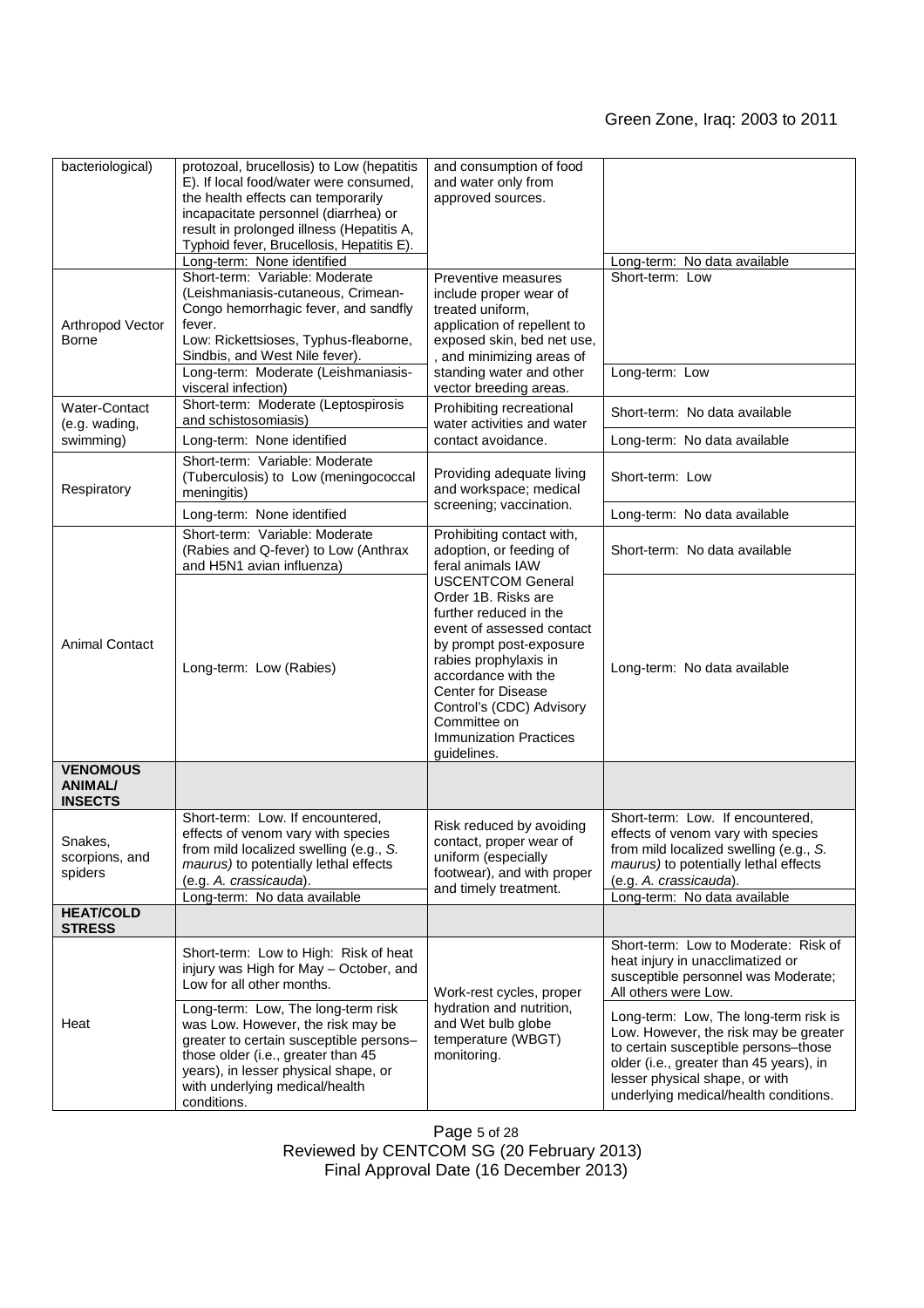| | | | |
|---|---|---|---|
| bacteriological) | protozoal, brucellosis) to Low (hepatitis E). If local food/water were consumed, the health effects can temporarily incapacitate personnel (diarrhea) or result in prolonged illness (Hepatitis A, Typhoid fever, Brucellosis, Hepatitis E). | and consumption of food and water only from approved sources. | |
| | Long-term: None identified | | Long-term: No data available |
| Arthropod Vector Borne | Short-term: Variable: Moderate (Leishmaniasis-cutaneous, Crimean-Congo hemorrhagic fever, and sandfly fever. Low: Rickettsioses, Typhus-fleaborne, Sindbis, and West Nile fever). | Preventive measures include proper wear of treated uniform, application of repellent to exposed skin, bed net use, , and minimizing areas of standing water and other vector breeding areas. | Short-term: Low |
| | Long-term: Moderate (Leishmaniasis-visceral infection) | | Long-term: Low |
| Water-Contact (e.g. wading, swimming) | Short-term: Moderate (Leptospirosis and schistosomiasis) | Prohibiting recreational water activities and water contact avoidance. | Short-term: No data available |
| | Long-term: None identified | | Long-term: No data available |
| Respiratory | Short-term: Variable: Moderate (Tuberculosis) to Low (meningococcal meningitis) | Providing adequate living and workspace; medical screening; vaccination. | Short-term: Low |
| | Long-term: None identified | | Long-term: No data available |
| Animal Contact | Short-term: Variable: Moderate (Rabies and Q-fever) to Low (Anthrax and H5N1 avian influenza) | Prohibiting contact with, adoption, or feeding of feral animals IAW USCENTCOM General Order 1B. Risks are further reduced in the event of assessed contact by prompt post-exposure rabies prophylaxis in accordance with the Center for Disease Control's (CDC) Advisory Committee on Immunization Practices guidelines. | Short-term: No data available |
| | Long-term: Low (Rabies) | | Long-term: No data available |
| **VENOMOUS ANIMAL/ INSECTS** | | | |
| Snakes, scorpions, and spiders | Short-term: Low. If encountered, effects of venom vary with species from mild localized swelling (e.g., *S. maurus)* to potentially lethal effects (e.g. *A. crassicauda*). | Risk reduced by avoiding contact, proper wear of uniform (especially footwear), and with proper and timely treatment. | Short-term: Low. If encountered, effects of venom vary with species from mild localized swelling (e.g., *S. maurus)* to potentially lethal effects (e.g. *A. crassicauda*). |
| | Long-term: No data available | | Long-term: No data available |
| **HEAT/COLD STRESS** | | | |
| Heat | Short-term: Low to High: Risk of heat injury was High for May – October, and Low for all other months. | Work-rest cycles, proper hydration and nutrition, and Wet bulb globe temperature (WBGT) monitoring. | Short-term: Low to Moderate: Risk of heat injury in unacclimatized or susceptible personnel was Moderate; All others were Low. |
| | Long-term: Low, The long-term risk was Low. However, the risk may be greater to certain susceptible persons– those older (i.e., greater than 45 years), in lesser physical shape, or with underlying medical/health conditions. | | Long-term: Low, The long-term risk is Low. However, the risk may be greater to certain susceptible persons–those older (i.e., greater than 45 years), in lesser physical shape, or with underlying medical/health conditions. |

Reviewed by CENTCOM SG (20 February 2013)
Final Approval Date (16 December 2013)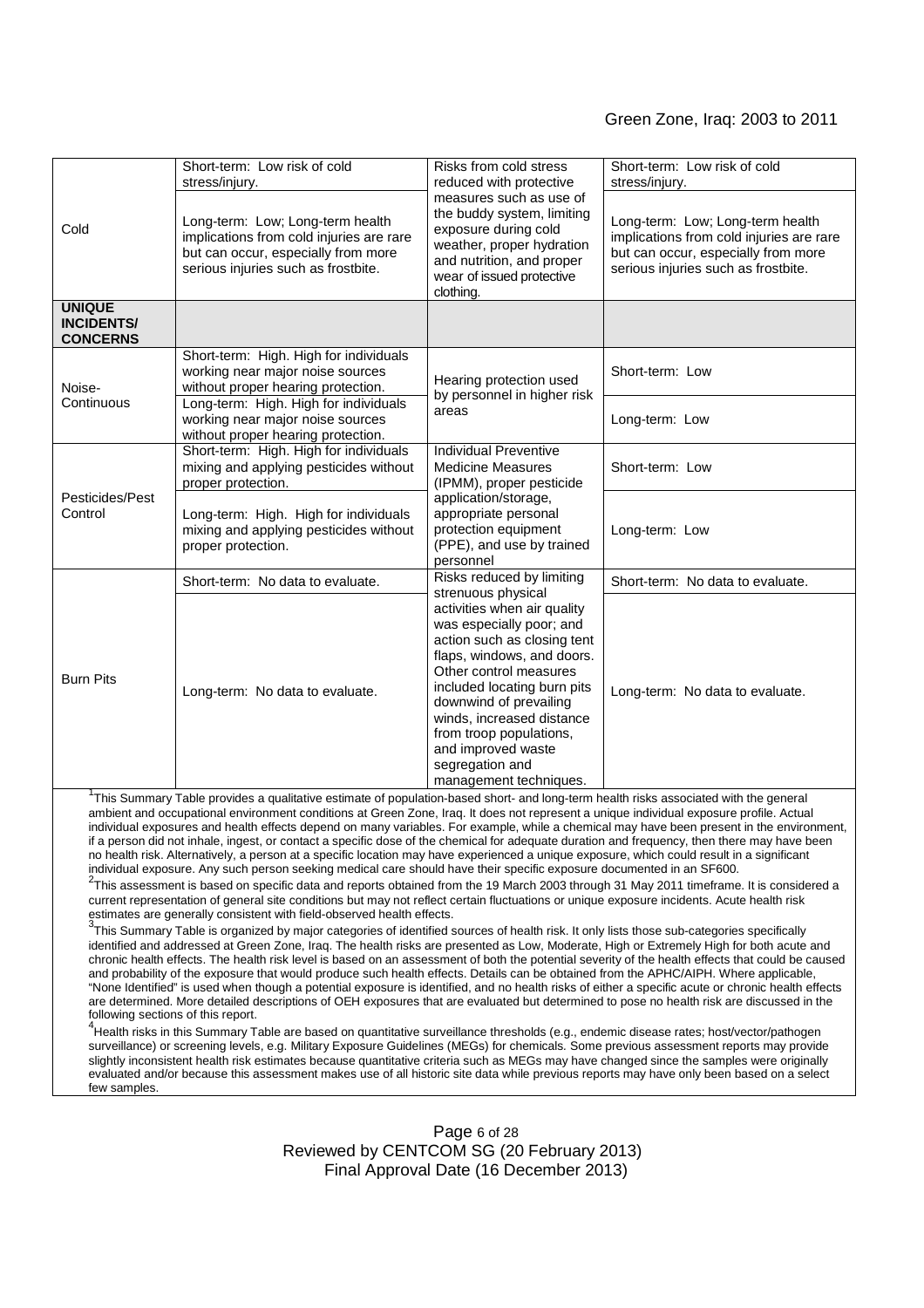| | | | |
|---|---|---|---|
| Cold | Short-term: Low risk of cold stress/injury.<br><br>Long-term: Low; Long-term health implications from cold injuries are rare but can occur, especially from more serious injuries such as frostbite. | Risks from cold stress reduced with protective measures such as use of the buddy system, limiting exposure during cold weather, proper hydration and nutrition, and proper wear of issued protective clothing. | Short-term: Low risk of cold stress/injury.<br><br>Long-term: Low; Long-term health implications from cold injuries are rare but can occur, especially from more serious injuries such as frostbite. |
| **UNIQUE INCIDENTS/ CONCERNS** | | | |
| Noise-Continuous | Short-term: High. High for individuals working near major noise sources without proper hearing protection.<br><br>Long-term: High. High for individuals working near major noise sources without proper hearing protection. | Hearing protection used by personnel in higher risk areas | Short-term: Low<br><br>Long-term: Low |
| Pesticides/Pest Control | Short-term: High. High for individuals mixing and applying pesticides without proper protection.<br><br>Long-term: High. High for individuals mixing and applying pesticides without proper protection. | Individual Preventive Medicine Measures (IPMM), proper pesticide application/storage, appropriate personal protection equipment (PPE), and use by trained personnel | Short-term: Low<br><br>Long-term: Low |
| Burn Pits | Short-term: No data to evaluate.<br><br>Long-term: No data to evaluate. | Risks reduced by limiting strenuous physical activities when air quality was especially poor; and action such as closing tent flaps, windows, and doors. Other control measures included locating burn pits downwind of prevailing winds, increased distance from troop populations, and improved waste segregation and management techniques. | Short-term: No data to evaluate.<br><br>Long-term: No data to evaluate. |

[1]This Summary Table provides a qualitative estimate of population-based short- and long-term health risks associated with the general ambient and occupational environment conditions at Green Zone, Iraq. It does not represent a unique individual exposure profile. Actual individual exposures and health effects depend on many variables. For example, while a chemical may have been present in the environment, if a person did not inhale, ingest, or contact a specific dose of the chemical for adequate duration and frequency, then there may have been no health risk. Alternatively, a person at a specific location may have experienced a unique exposure, which could result in a significant individual exposure. Any such person seeking medical care should have their specific exposure documented in an SF600.

[2]This assessment is based on specific data and reports obtained from the 19 March 2003 through 31 May 2011 timeframe. It is considered a current representation of general site conditions but may not reflect certain fluctuations or unique exposure incidents. Acute health risk estimates are generally consistent with field-observed health effects.

[3]This Summary Table is organized by major categories of identified sources of health risk. It only lists those sub-categories specifically identified and addressed at Green Zone, Iraq. The health risks are presented as Low, Moderate, High or Extremely High for both acute and chronic health effects. The health risk level is based on an assessment of both the potential severity of the health effects that could be caused and probability of the exposure that would produce such health effects. Details can be obtained from the APHC/AIPH. Where applicable, "None Identified" is used when though a potential exposure is identified, and no health risks of either a specific acute or chronic health effects are determined. More detailed descriptions of OEH exposures that are evaluated but determined to pose no health risk are discussed in the following sections of this report.

[4]Health risks in this Summary Table are based on quantitative surveillance thresholds (e.g., endemic disease rates; host/vector/pathogen surveillance) or screening levels, e.g. Military Exposure Guidelines (MEGs) for chemicals. Some previous assessment reports may provide slightly inconsistent health risk estimates because quantitative criteria such as MEGs may have changed since the samples were originally evaluated and/or because this assessment makes use of all historic site data while previous reports may have only been based on a select few samples.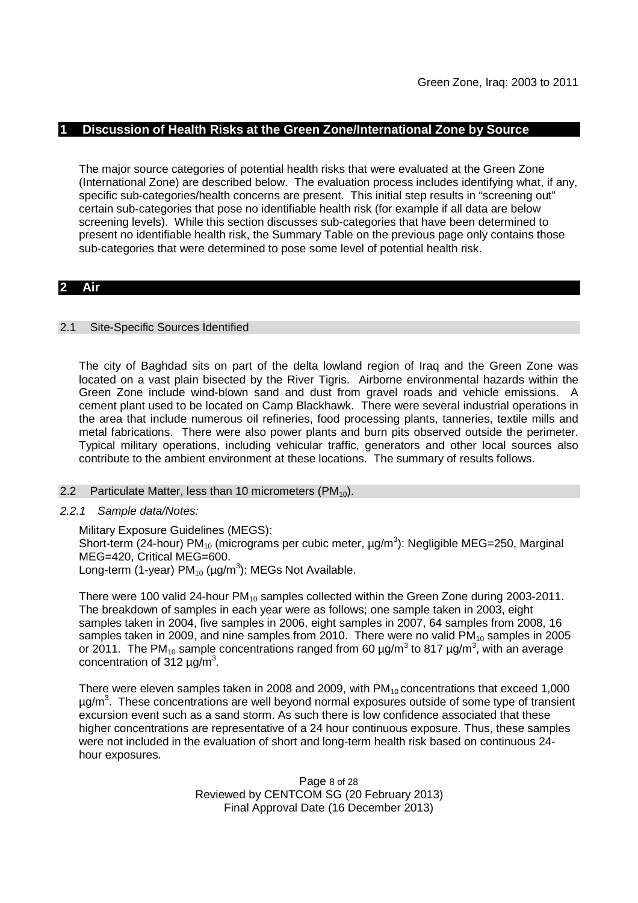## 1 Discussion of Health Risks at the Green Zone/International Zone by Source

The major source categories of potential health risks that were evaluated at the Green Zone (International Zone) are described below. The evaluation process includes identifying what, if any, specific sub-categories/health concerns are present. This initial step results in "screening out" certain sub-categories that pose no identifiable health risk (for example if all data are below screening levels). While this section discusses sub-categories that have been determined to present no identifiable health risk, the Summary Table on the previous page only contains those sub-categories that were determined to pose some level of potential health risk.

## 2 Air

### 2.1 Site-Specific Sources Identified

The city of Baghdad sits on part of the delta lowland region of Iraq and the Green Zone was located on a vast plain bisected by the River Tigris. Airborne environmental hazards within the Green Zone include wind-blown sand and dust from gravel roads and vehicle emissions. A cement plant used to be located on Camp Blackhawk. There were several industrial operations in the area that include numerous oil refineries, food processing plants, tanneries, textile mills and metal fabrications. There were also power plants and burn pits observed outside the perimeter. Typical military operations, including vehicular traffic, generators and other local sources also contribute to the ambient environment at these locations. The summary of results follows.

### 2.2 Particulate Matter, less than 10 micrometers ($PM_{10}$).

#### *2.2.1 Sample data/Notes:*

Military Exposure Guidelines (MEGS):
Short-term (24-hour) $PM_{10}$ (micrograms per cubic meter, $\mu g/m^3$): Negligible MEG=250, Marginal MEG=420, Critical MEG=600.
Long-term (1-year) $PM_{10}$ ($\mu g/m^3$): MEGs Not Available.

There were 100 valid 24-hour $PM_{10}$ samples collected within the Green Zone during 2003-2011. The breakdown of samples in each year were as follows; one sample taken in 2003, eight samples in 2004, five samples in 2006, eight samples in 2007, 64 samples from 2008, 16 samples taken in 2009, and nine samples from 2010. There were no valid $PM_{10}$ samples in 2005 or 2011. The $PM_{10}$ sample concentrations ranged from 60 $\mu g/m^3$ to 817 $\mu g/m^3$, with an average concentration of 312 $\mu g/m^3$.

There were eleven samples taken in 2008 and 2009, with $PM_{10}$ concentrations that exceed 1,000 $\mu g/m^3$. These concentrations are well beyond normal exposures outside of some type of transient excursion event such as a sand storm. As such there is low confidence associated that these higher concentrations are representative of a 24 hour continuous exposure. Thus, these samples were not included in the evaluation of short and long-term health risk based on continuous 24-hour exposures.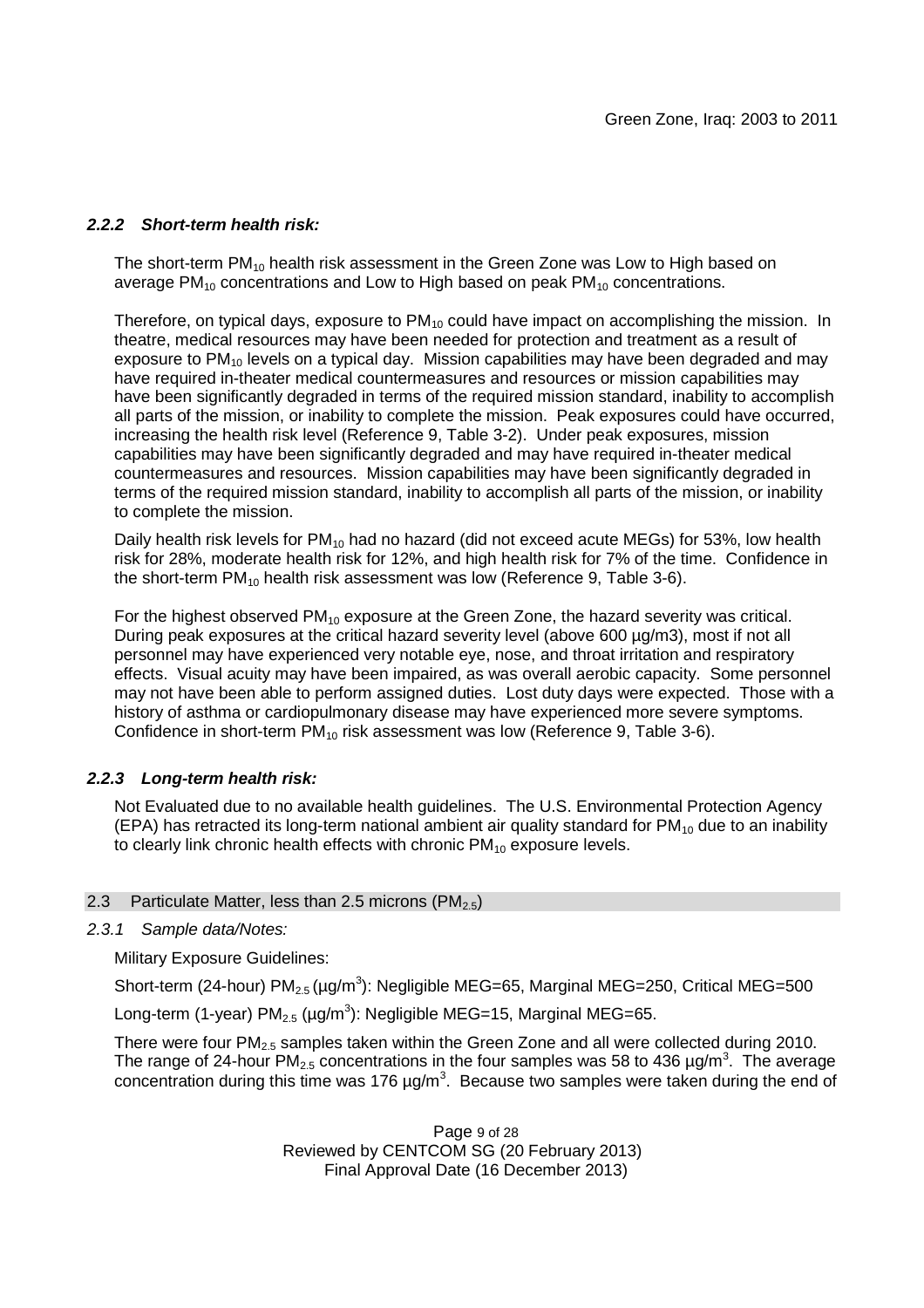### *2.2.2 Short-term health risk:*

The short-term $PM_{10}$ health risk assessment in the Green Zone was Low to High based on average $PM_{10}$ concentrations and Low to High based on peak $PM_{10}$ concentrations.

Therefore, on typical days, exposure to $PM_{10}$ could have impact on accomplishing the mission. In theatre, medical resources may have been needed for protection and treatment as a result of exposure to $PM_{10}$ levels on a typical day. Mission capabilities may have been degraded and may have required in-theater medical countermeasures and resources or mission capabilities may have been significantly degraded in terms of the required mission standard, inability to accomplish all parts of the mission, or inability to complete the mission. Peak exposures could have occurred, increasing the health risk level (Reference 9, Table 3-2). Under peak exposures, mission capabilities may have been significantly degraded and may have required in-theater medical countermeasures and resources. Mission capabilities may have been significantly degraded in terms of the required mission standard, inability to accomplish all parts of the mission, or inability to complete the mission.

Daily health risk levels for $PM_{10}$ had no hazard (did not exceed acute MEGs) for 53%, low health risk for 28%, moderate health risk for 12%, and high health risk for 7% of the time. Confidence in the short-term $PM_{10}$ health risk assessment was low (Reference 9, Table 3-6).

For the highest observed $PM_{10}$ exposure at the Green Zone, the hazard severity was critical. During peak exposures at the critical hazard severity level (above 600 µg/m3), most if not all personnel may have experienced very notable eye, nose, and throat irritation and respiratory effects. Visual acuity may have been impaired, as was overall aerobic capacity. Some personnel may not have been able to perform assigned duties. Lost duty days were expected. Those with a history of asthma or cardiopulmonary disease may have experienced more severe symptoms. Confidence in short-term $PM_{10}$ risk assessment was low (Reference 9, Table 3-6).

### *2.2.3 Long-term health risk:*

Not Evaluated due to no available health guidelines. The U.S. Environmental Protection Agency (EPA) has retracted its long-term national ambient air quality standard for $PM_{10}$ due to an inability to clearly link chronic health effects with chronic $PM_{10}$ exposure levels.

## 2.3 Particulate Matter, less than 2.5 microns ($PM_{2.5}$)

### *2.3.1 Sample data/Notes:*

Military Exposure Guidelines:

Short-term (24-hour) $PM_{2.5}$ (µg/m$^3$): Negligible MEG=65, Marginal MEG=250, Critical MEG=500

Long-term (1-year) $PM_{2.5}$ (µg/m$^3$): Negligible MEG=15, Marginal MEG=65.

There were four $PM_{2.5}$ samples taken within the Green Zone and all were collected during 2010. The range of 24-hour $PM_{2.5}$ concentrations in the four samples was 58 to 436 µg/m$^3$. The average concentration during this time was 176 µg/m$^3$. Because two samples were taken during the end of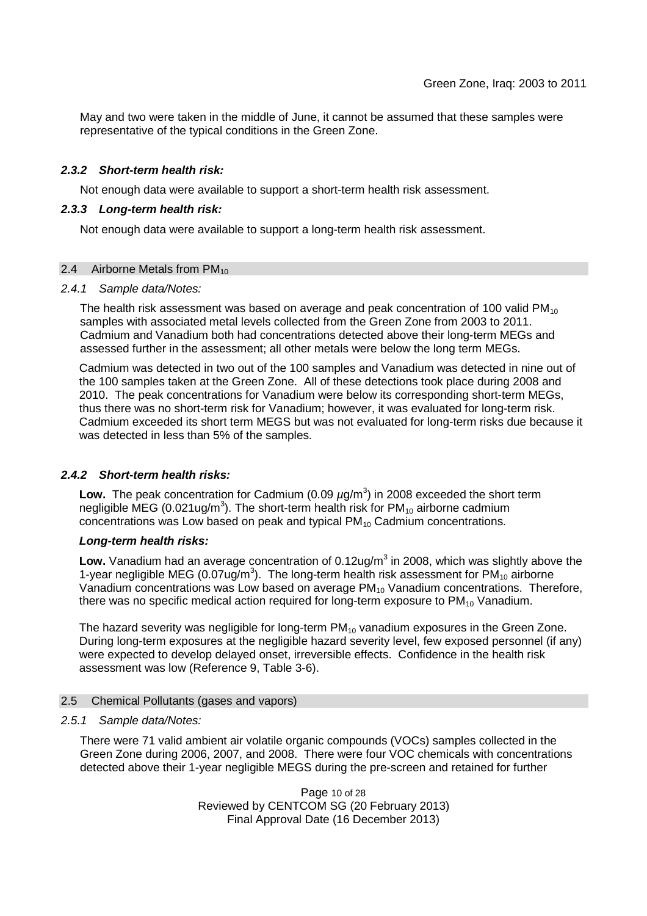May and two were taken in the middle of June, it cannot be assumed that these samples were representative of the typical conditions in the Green Zone.

#### *2.3.2 Short-term health risk:*

Not enough data were available to support a short-term health risk assessment.

#### *2.3.3 Long-term health risk:*

Not enough data were available to support a long-term health risk assessment.

### 2.4 Airborne Metals from $PM_{10}$

#### *2.4.1 Sample data/Notes:*

The health risk assessment was based on average and peak concentration of 100 valid $PM_{10}$ samples with associated metal levels collected from the Green Zone from 2003 to 2011. Cadmium and Vanadium both had concentrations detected above their long-term MEGs and assessed further in the assessment; all other metals were below the long term MEGs.

Cadmium was detected in two out of the 100 samples and Vanadium was detected in nine out of the 100 samples taken at the Green Zone. All of these detections took place during 2008 and 2010. The peak concentrations for Vanadium were below its corresponding short-term MEGs, thus there was no short-term risk for Vanadium; however, it was evaluated for long-term risk. Cadmium exceeded its short term MEGS but was not evaluated for long-term risks due because it was detected in less than 5% of the samples.

#### *2.4.2 Short-term health risks:*

**Low.** The peak concentration for Cadmium (0.09 $\mu g/m^3$) in 2008 exceeded the short term negligible MEG (0.021ug/$m^3$). The short-term health risk for $PM_{10}$ airborne cadmium concentrations was Low based on peak and typical $PM_{10}$ Cadmium concentrations.

#### *Long-term health risks:*

**Low.** Vanadium had an average concentration of 0.12ug/$m^3$ in 2008, which was slightly above the 1-year negligible MEG (0.07ug/$m^3$). The long-term health risk assessment for $PM_{10}$ airborne Vanadium concentrations was Low based on average $PM_{10}$ Vanadium concentrations. Therefore, there was no specific medical action required for long-term exposure to $PM_{10}$ Vanadium.

The hazard severity was negligible for long-term $PM_{10}$ vanadium exposures in the Green Zone. During long-term exposures at the negligible hazard severity level, few exposed personnel (if any) were expected to develop delayed onset, irreversible effects. Confidence in the health risk assessment was low (Reference 9, Table 3-6).

### 2.5 Chemical Pollutants (gases and vapors)

#### *2.5.1 Sample data/Notes:*

There were 71 valid ambient air volatile organic compounds (VOCs) samples collected in the Green Zone during 2006, 2007, and 2008. There were four VOC chemicals with concentrations detected above their 1-year negligible MEGS during the pre-screen and retained for further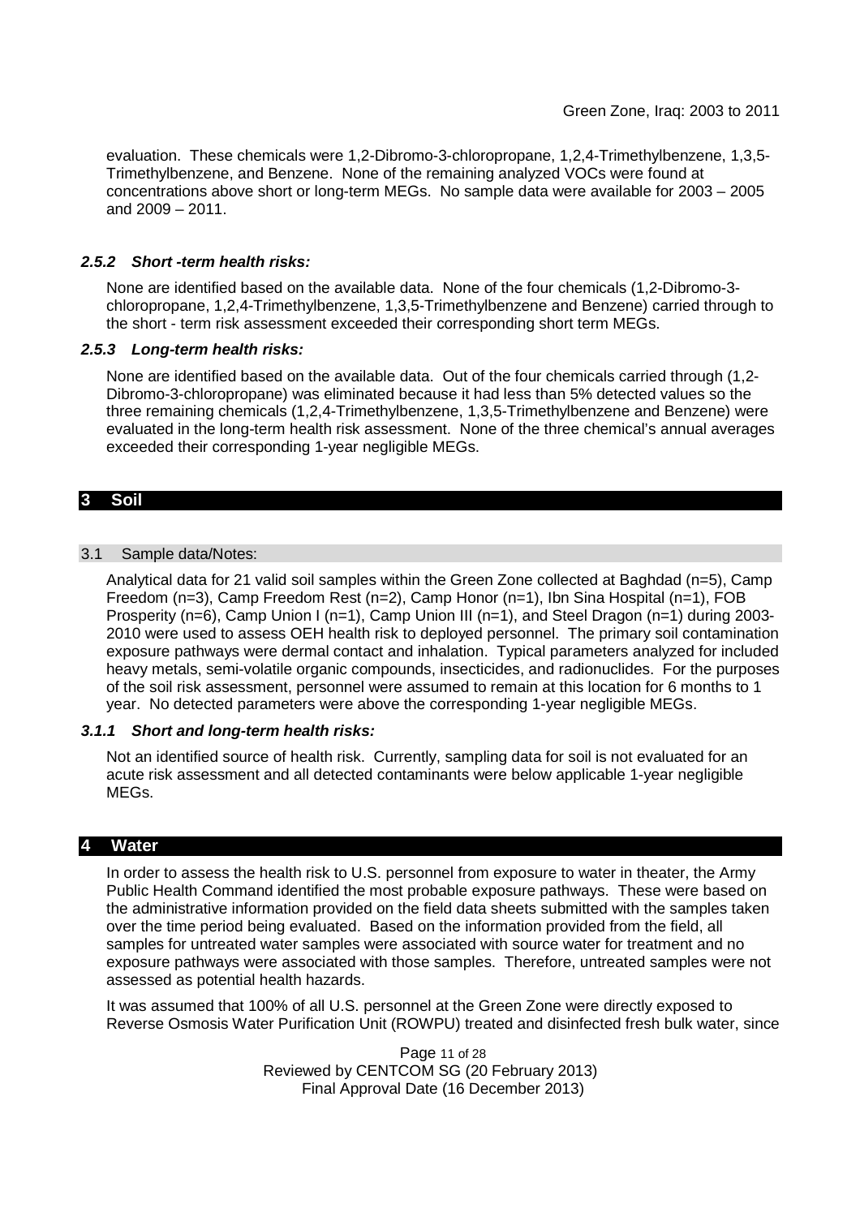evaluation. These chemicals were 1,2-Dibromo-3-chloropropane, 1,2,4-Trimethylbenzene, 1,3,5-Trimethylbenzene, and Benzene. None of the remaining analyzed VOCs were found at concentrations above short or long-term MEGs. No sample data were available for 2003 – 2005 and 2009 – 2011.

#### *2.5.2 Short -term health risks:*

None are identified based on the available data. None of the four chemicals (1,2-Dibromo-3-chloropropane, 1,2,4-Trimethylbenzene, 1,3,5-Trimethylbenzene and Benzene) carried through to the short - term risk assessment exceeded their corresponding short term MEGs.

#### *2.5.3 Long-term health risks:*

None are identified based on the available data. Out of the four chemicals carried through (1,2-Dibromo-3-chloropropane) was eliminated because it had less than 5% detected values so the three remaining chemicals (1,2,4-Trimethylbenzene, 1,3,5-Trimethylbenzene and Benzene) were evaluated in the long-term health risk assessment. None of the three chemical's annual averages exceeded their corresponding 1-year negligible MEGs.

## 3 Soil

### 3.1 Sample data/Notes:

Analytical data for 21 valid soil samples within the Green Zone collected at Baghdad (n=5), Camp Freedom (n=3), Camp Freedom Rest (n=2), Camp Honor (n=1), Ibn Sina Hospital (n=1), FOB Prosperity (n=6), Camp Union I (n=1), Camp Union III (n=1), and Steel Dragon (n=1) during 2003-2010 were used to assess OEH health risk to deployed personnel. The primary soil contamination exposure pathways were dermal contact and inhalation. Typical parameters analyzed for included heavy metals, semi-volatile organic compounds, insecticides, and radionuclides. For the purposes of the soil risk assessment, personnel were assumed to remain at this location for 6 months to 1 year. No detected parameters were above the corresponding 1-year negligible MEGs.

#### *3.1.1 Short and long-term health risks:*

Not an identified source of health risk. Currently, sampling data for soil is not evaluated for an acute risk assessment and all detected contaminants were below applicable 1-year negligible MEGs.

## 4 Water

In order to assess the health risk to U.S. personnel from exposure to water in theater, the Army Public Health Command identified the most probable exposure pathways. These were based on the administrative information provided on the field data sheets submitted with the samples taken over the time period being evaluated. Based on the information provided from the field, all samples for untreated water samples were associated with source water for treatment and no exposure pathways were associated with those samples. Therefore, untreated samples were not assessed as potential health hazards.

It was assumed that 100% of all U.S. personnel at the Green Zone were directly exposed to Reverse Osmosis Water Purification Unit (ROWPU) treated and disinfected fresh bulk water, since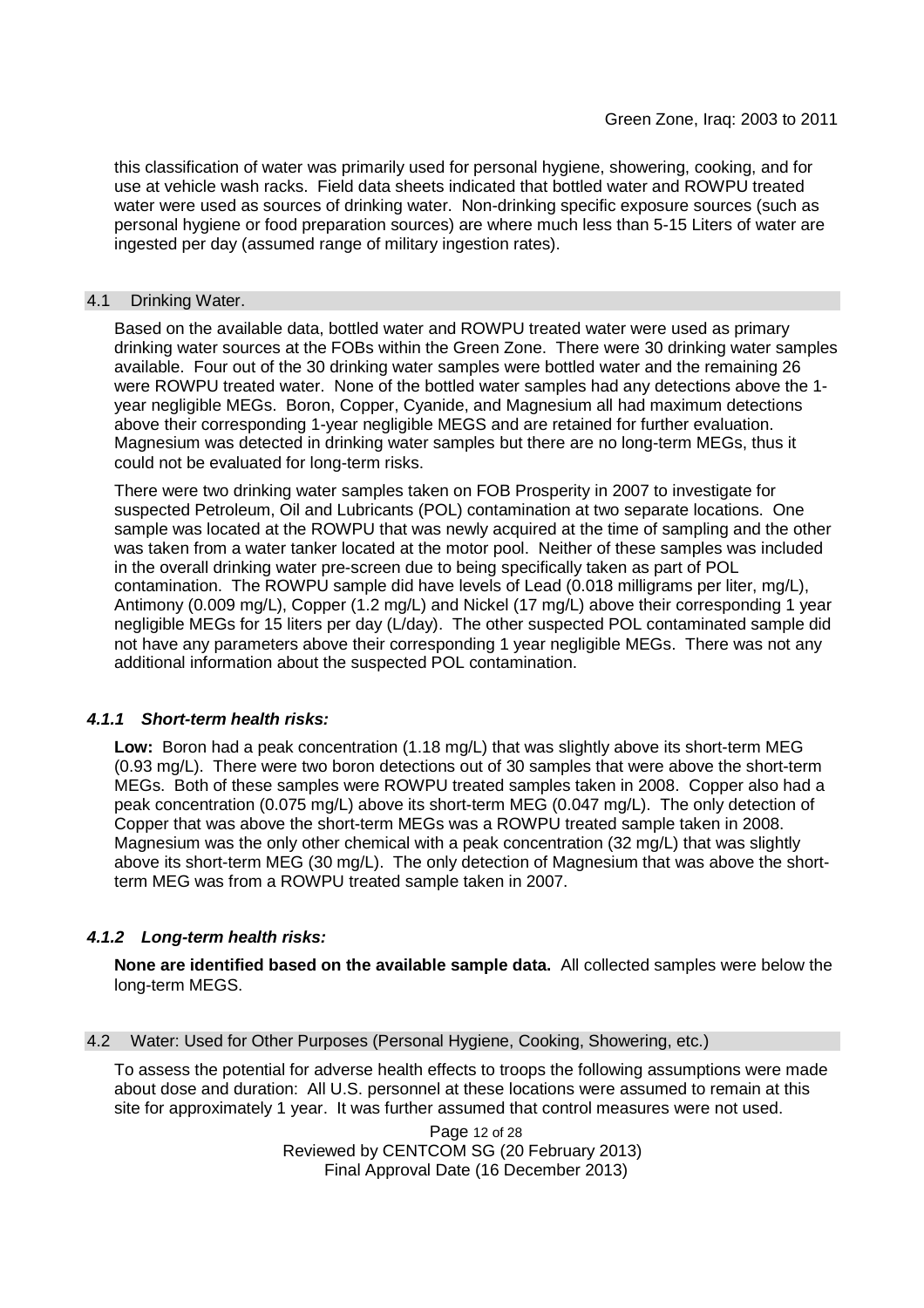this classification of water was primarily used for personal hygiene, showering, cooking, and for use at vehicle wash racks. Field data sheets indicated that bottled water and ROWPU treated water were used as sources of drinking water. Non-drinking specific exposure sources (such as personal hygiene or food preparation sources) are where much less than 5-15 Liters of water are ingested per day (assumed range of military ingestion rates).

## 4.1 Drinking Water.

Based on the available data, bottled water and ROWPU treated water were used as primary drinking water sources at the FOBs within the Green Zone. There were 30 drinking water samples available. Four out of the 30 drinking water samples were bottled water and the remaining 26 were ROWPU treated water. None of the bottled water samples had any detections above the 1-year negligible MEGs. Boron, Copper, Cyanide, and Magnesium all had maximum detections above their corresponding 1-year negligible MEGS and are retained for further evaluation. Magnesium was detected in drinking water samples but there are no long-term MEGs, thus it could not be evaluated for long-term risks.

There were two drinking water samples taken on FOB Prosperity in 2007 to investigate for suspected Petroleum, Oil and Lubricants (POL) contamination at two separate locations. One sample was located at the ROWPU that was newly acquired at the time of sampling and the other was taken from a water tanker located at the motor pool. Neither of these samples was included in the overall drinking water pre-screen due to being specifically taken as part of POL contamination. The ROWPU sample did have levels of Lead (0.018 milligrams per liter, mg/L), Antimony (0.009 mg/L), Copper (1.2 mg/L) and Nickel (17 mg/L) above their corresponding 1 year negligible MEGs for 15 liters per day (L/day). The other suspected POL contaminated sample did not have any parameters above their corresponding 1 year negligible MEGs. There was not any additional information about the suspected POL contamination.

### *4.1.1 Short-term health risks:*

**Low:** Boron had a peak concentration (1.18 mg/L) that was slightly above its short-term MEG (0.93 mg/L). There were two boron detections out of 30 samples that were above the short-term MEGs. Both of these samples were ROWPU treated samples taken in 2008. Copper also had a peak concentration (0.075 mg/L) above its short-term MEG (0.047 mg/L). The only detection of Copper that was above the short-term MEGs was a ROWPU treated sample taken in 2008. Magnesium was the only other chemical with a peak concentration (32 mg/L) that was slightly above its short-term MEG (30 mg/L). The only detection of Magnesium that was above the short-term MEG was from a ROWPU treated sample taken in 2007.

### *4.1.2 Long-term health risks:*

**None are identified based on the available sample data.** All collected samples were below the long-term MEGS.

## 4.2 Water: Used for Other Purposes (Personal Hygiene, Cooking, Showering, etc.)

To assess the potential for adverse health effects to troops the following assumptions were made about dose and duration: All U.S. personnel at these locations were assumed to remain at this site for approximately 1 year. It was further assumed that control measures were not used.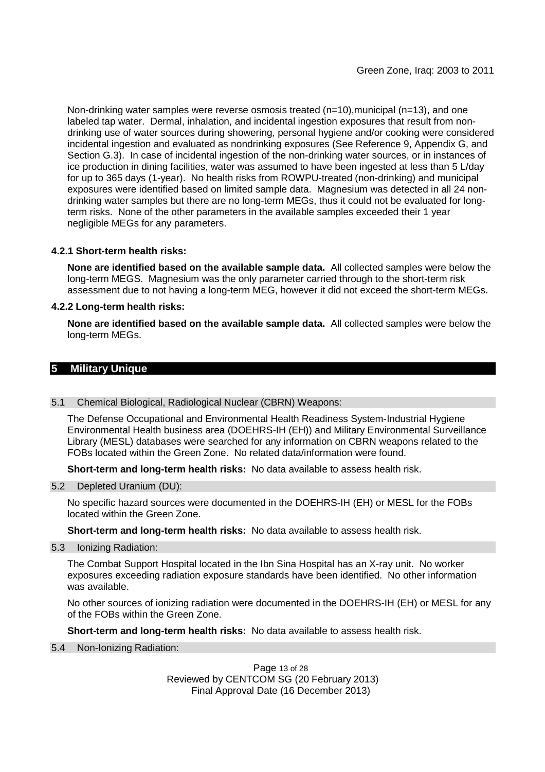Non-drinking water samples were reverse osmosis treated (n=10),municipal (n=13), and one labeled tap water. Dermal, inhalation, and incidental ingestion exposures that result from non-drinking use of water sources during showering, personal hygiene and/or cooking were considered incidental ingestion and evaluated as nondrinking exposures (See Reference 9, Appendix G, and Section G.3). In case of incidental ingestion of the non-drinking water sources, or in instances of ice production in dining facilities, water was assumed to have been ingested at less than 5 L/day for up to 365 days (1-year). No health risks from ROWPU-treated (non-drinking) and municipal exposures were identified based on limited sample data. Magnesium was detected in all 24 non-drinking water samples but there are no long-term MEGs, thus it could not be evaluated for long-term risks. None of the other parameters in the available samples exceeded their 1 year negligible MEGs for any parameters.

#### 4.2.1 Short-term health risks:

**None are identified based on the available sample data.** All collected samples were below the long-term MEGS. Magnesium was the only parameter carried through to the short-term risk assessment due to not having a long-term MEG, however it did not exceed the short-term MEGs.

#### 4.2.2 Long-term health risks:

**None are identified based on the available sample data.** All collected samples were below the long-term MEGs.

## 5 Military Unique

### 5.1 Chemical Biological, Radiological Nuclear (CBRN) Weapons:

The Defense Occupational and Environmental Health Readiness System-Industrial Hygiene Environmental Health business area (DOEHRS-IH (EH)) and Military Environmental Surveillance Library (MESL) databases were searched for any information on CBRN weapons related to the FOBs located within the Green Zone. No related data/information were found.

**Short-term and long-term health risks:** No data available to assess health risk.

### 5.2 Depleted Uranium (DU):

No specific hazard sources were documented in the DOEHRS-IH (EH) or MESL for the FOBs located within the Green Zone.

**Short-term and long-term health risks:** No data available to assess health risk.

### 5.3 Ionizing Radiation:

The Combat Support Hospital located in the Ibn Sina Hospital has an X-ray unit. No worker exposures exceeding radiation exposure standards have been identified. No other information was available.

No other sources of ionizing radiation were documented in the DOEHRS-IH (EH) or MESL for any of the FOBs within the Green Zone.

**Short-term and long-term health risks:** No data available to assess health risk.

### 5.4 Non-Ionizing Radiation: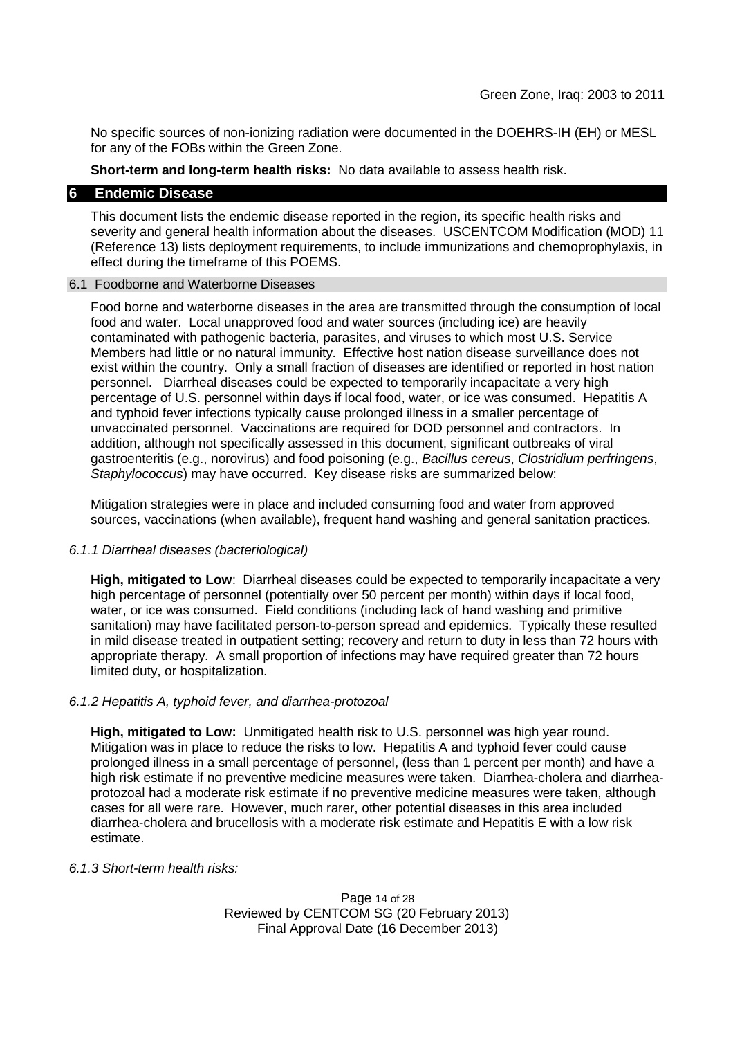No specific sources of non-ionizing radiation were documented in the DOEHRS-IH (EH) or MESL for any of the FOBs within the Green Zone.

**Short-term and long-term health risks:** No data available to assess health risk.

## 6 Endemic Disease

This document lists the endemic disease reported in the region, its specific health risks and severity and general health information about the diseases. USCENTCOM Modification (MOD) 11 (Reference 13) lists deployment requirements, to include immunizations and chemoprophylaxis, in effect during the timeframe of this POEMS.

### 6.1 Foodborne and Waterborne Diseases

Food borne and waterborne diseases in the area are transmitted through the consumption of local food and water. Local unapproved food and water sources (including ice) are heavily contaminated with pathogenic bacteria, parasites, and viruses to which most U.S. Service Members had little or no natural immunity. Effective host nation disease surveillance does not exist within the country. Only a small fraction of diseases are identified or reported in host nation personnel. Diarrheal diseases could be expected to temporarily incapacitate a very high percentage of U.S. personnel within days if local food, water, or ice was consumed. Hepatitis A and typhoid fever infections typically cause prolonged illness in a smaller percentage of unvaccinated personnel. Vaccinations are required for DOD personnel and contractors. In addition, although not specifically assessed in this document, significant outbreaks of viral gastroenteritis (e.g., norovirus) and food poisoning (e.g., *Bacillus cereus*, *Clostridium perfringens*, *Staphylococcus*) may have occurred. Key disease risks are summarized below:

Mitigation strategies were in place and included consuming food and water from approved sources, vaccinations (when available), frequent hand washing and general sanitation practices.

#### *6.1.1 Diarrheal diseases (bacteriological)*

**High, mitigated to Low**: Diarrheal diseases could be expected to temporarily incapacitate a very high percentage of personnel (potentially over 50 percent per month) within days if local food, water, or ice was consumed. Field conditions (including lack of hand washing and primitive sanitation) may have facilitated person-to-person spread and epidemics. Typically these resulted in mild disease treated in outpatient setting; recovery and return to duty in less than 72 hours with appropriate therapy. A small proportion of infections may have required greater than 72 hours limited duty, or hospitalization.

#### *6.1.2 Hepatitis A, typhoid fever, and diarrhea-protozoal*

**High, mitigated to Low:** Unmitigated health risk to U.S. personnel was high year round. Mitigation was in place to reduce the risks to low. Hepatitis A and typhoid fever could cause prolonged illness in a small percentage of personnel, (less than 1 percent per month) and have a high risk estimate if no preventive medicine measures were taken. Diarrhea-cholera and diarrhea-protozoal had a moderate risk estimate if no preventive medicine measures were taken, although cases for all were rare. However, much rarer, other potential diseases in this area included diarrhea-cholera and brucellosis with a moderate risk estimate and Hepatitis E with a low risk estimate.

#### *6.1.3 Short-term health risks:*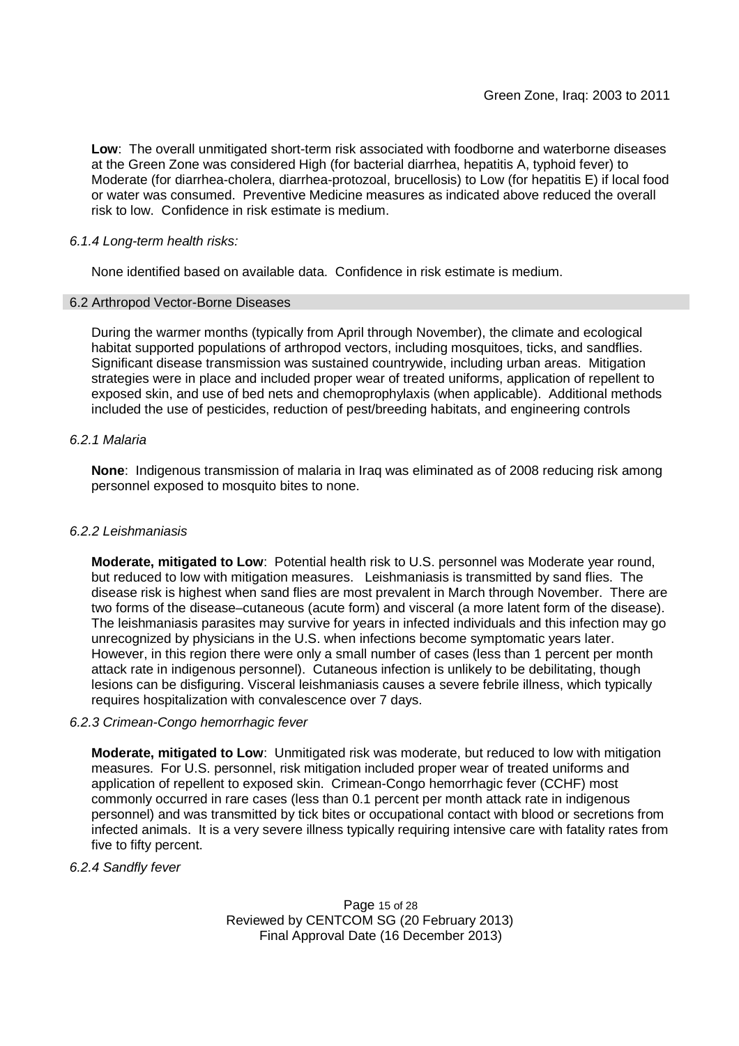**Low**: The overall unmitigated short-term risk associated with foodborne and waterborne diseases at the Green Zone was considered High (for bacterial diarrhea, hepatitis A, typhoid fever) to Moderate (for diarrhea-cholera, diarrhea-protozoal, brucellosis) to Low (for hepatitis E) if local food or water was consumed. Preventive Medicine measures as indicated above reduced the overall risk to low. Confidence in risk estimate is medium.

#### *6.1.4 Long-term health risks:*

None identified based on available data. Confidence in risk estimate is medium.

### 6.2 Arthropod Vector-Borne Diseases

During the warmer months (typically from April through November), the climate and ecological habitat supported populations of arthropod vectors, including mosquitoes, ticks, and sandflies. Significant disease transmission was sustained countrywide, including urban areas. Mitigation strategies were in place and included proper wear of treated uniforms, application of repellent to exposed skin, and use of bed nets and chemoprophylaxis (when applicable). Additional methods included the use of pesticides, reduction of pest/breeding habitats, and engineering controls

#### *6.2.1 Malaria*

**None**: Indigenous transmission of malaria in Iraq was eliminated as of 2008 reducing risk among personnel exposed to mosquito bites to none.

#### *6.2.2 Leishmaniasis*

**Moderate, mitigated to Low**: Potential health risk to U.S. personnel was Moderate year round, but reduced to low with mitigation measures. Leishmaniasis is transmitted by sand flies. The disease risk is highest when sand flies are most prevalent in March through November. There are two forms of the disease–cutaneous (acute form) and visceral (a more latent form of the disease). The leishmaniasis parasites may survive for years in infected individuals and this infection may go unrecognized by physicians in the U.S. when infections become symptomatic years later. However, in this region there were only a small number of cases (less than 1 percent per month attack rate in indigenous personnel). Cutaneous infection is unlikely to be debilitating, though lesions can be disfiguring. Visceral leishmaniasis causes a severe febrile illness, which typically requires hospitalization with convalescence over 7 days.

#### *6.2.3 Crimean-Congo hemorrhagic fever*

**Moderate, mitigated to Low**: Unmitigated risk was moderate, but reduced to low with mitigation measures. For U.S. personnel, risk mitigation included proper wear of treated uniforms and application of repellent to exposed skin. Crimean-Congo hemorrhagic fever (CCHF) most commonly occurred in rare cases (less than 0.1 percent per month attack rate in indigenous personnel) and was transmitted by tick bites or occupational contact with blood or secretions from infected animals. It is a very severe illness typically requiring intensive care with fatality rates from five to fifty percent.

#### *6.2.4 Sandfly fever*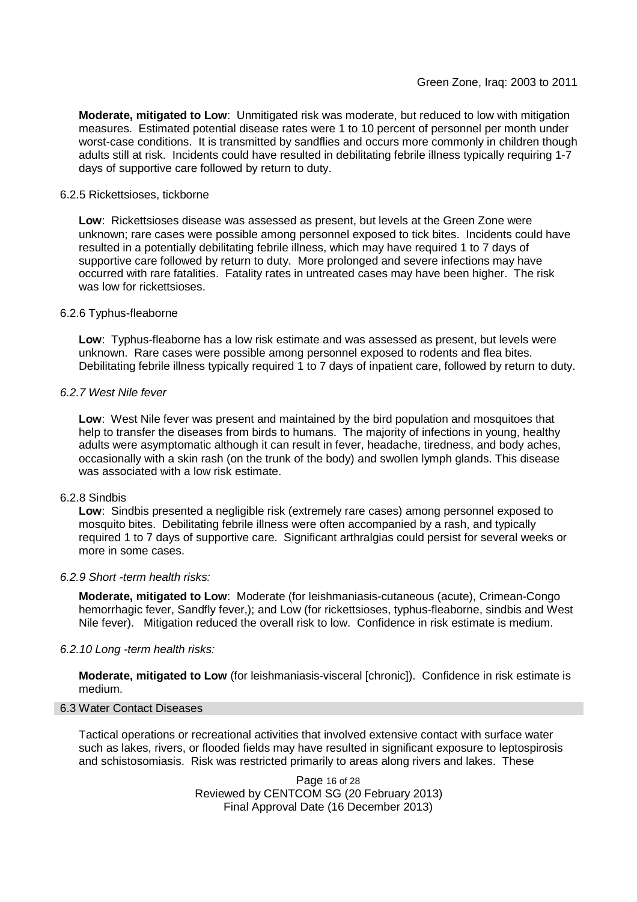**Moderate, mitigated to Low**: Unmitigated risk was moderate, but reduced to low with mitigation measures. Estimated potential disease rates were 1 to 10 percent of personnel per month under worst-case conditions. It is transmitted by sandflies and occurs more commonly in children though adults still at risk. Incidents could have resulted in debilitating febrile illness typically requiring 1-7 days of supportive care followed by return to duty.

#### 6.2.5 Rickettsioses, tickborne

**Low**: Rickettsioses disease was assessed as present, but levels at the Green Zone were unknown; rare cases were possible among personnel exposed to tick bites. Incidents could have resulted in a potentially debilitating febrile illness, which may have required 1 to 7 days of supportive care followed by return to duty. More prolonged and severe infections may have occurred with rare fatalities. Fatality rates in untreated cases may have been higher. The risk was low for rickettsioses.

#### 6.2.6 Typhus-fleaborne

**Low**: Typhus-fleaborne has a low risk estimate and was assessed as present, but levels were unknown. Rare cases were possible among personnel exposed to rodents and flea bites. Debilitating febrile illness typically required 1 to 7 days of inpatient care, followed by return to duty.

#### *6.2.7 West Nile fever*

**Low**: West Nile fever was present and maintained by the bird population and mosquitoes that help to transfer the diseases from birds to humans. The majority of infections in young, healthy adults were asymptomatic although it can result in fever, headache, tiredness, and body aches, occasionally with a skin rash (on the trunk of the body) and swollen lymph glands. This disease was associated with a low risk estimate.

#### 6.2.8 Sindbis

**Low**: Sindbis presented a negligible risk (extremely rare cases) among personnel exposed to mosquito bites. Debilitating febrile illness were often accompanied by a rash, and typically required 1 to 7 days of supportive care. Significant arthralgias could persist for several weeks or more in some cases.

#### *6.2.9 Short -term health risks:*

**Moderate, mitigated to Low**: Moderate (for leishmaniasis-cutaneous (acute), Crimean-Congo hemorrhagic fever, Sandfly fever,); and Low (for rickettsioses, typhus-fleaborne, sindbis and West Nile fever). Mitigation reduced the overall risk to low. Confidence in risk estimate is medium.

#### *6.2.10 Long -term health risks:*

**Moderate, mitigated to Low** (for leishmaniasis-visceral [chronic]). Confidence in risk estimate is medium.

### 6.3 Water Contact Diseases

Tactical operations or recreational activities that involved extensive contact with surface water such as lakes, rivers, or flooded fields may have resulted in significant exposure to leptospirosis and schistosomiasis. Risk was restricted primarily to areas along rivers and lakes. These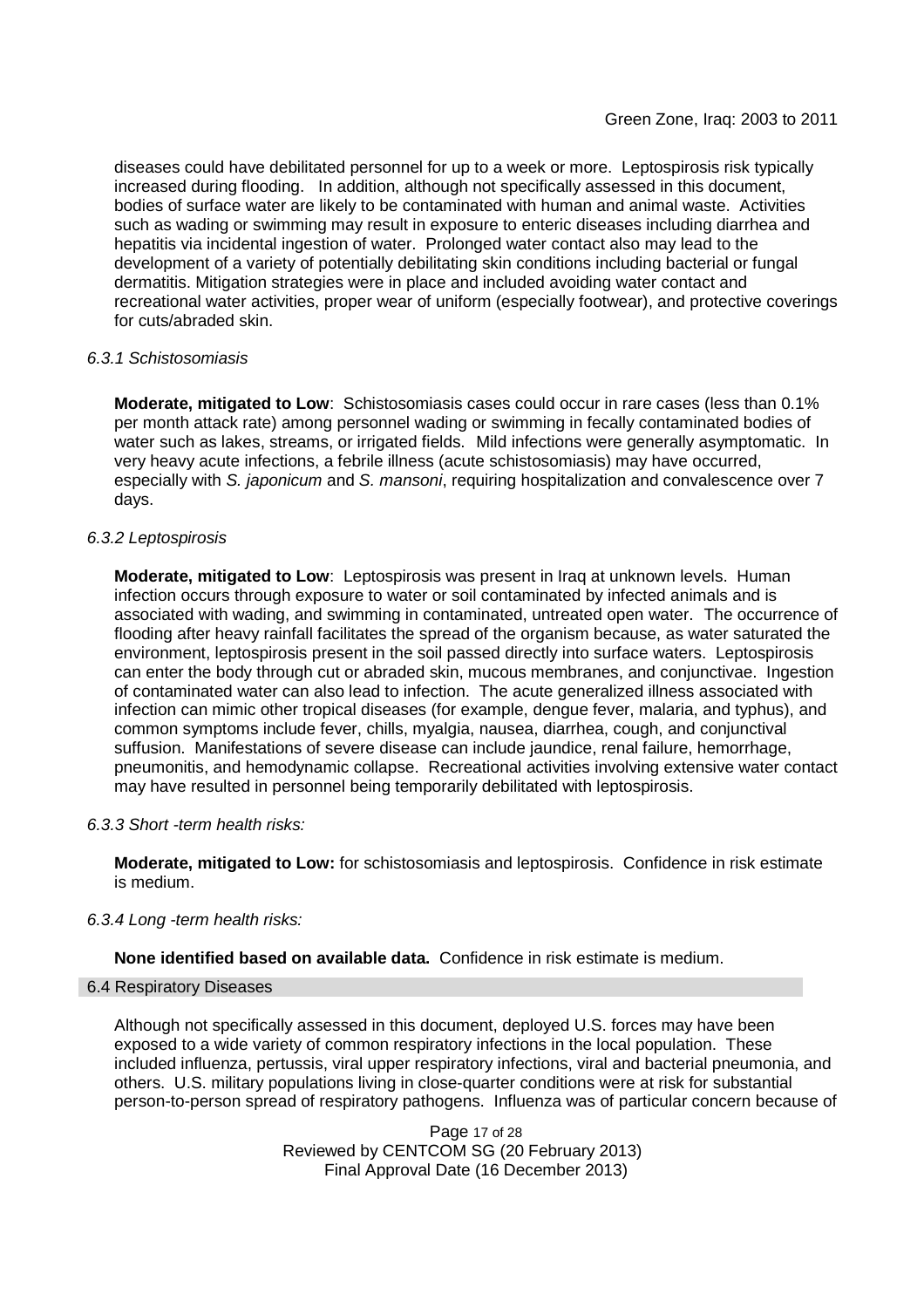diseases could have debilitated personnel for up to a week or more. Leptospirosis risk typically increased during flooding. In addition, although not specifically assessed in this document, bodies of surface water are likely to be contaminated with human and animal waste. Activities such as wading or swimming may result in exposure to enteric diseases including diarrhea and hepatitis via incidental ingestion of water. Prolonged water contact also may lead to the development of a variety of potentially debilitating skin conditions including bacterial or fungal dermatitis. Mitigation strategies were in place and included avoiding water contact and recreational water activities, proper wear of uniform (especially footwear), and protective coverings for cuts/abraded skin.

*6.3.1 Schistosomiasis*

**Moderate, mitigated to Low**: Schistosomiasis cases could occur in rare cases (less than 0.1% per month attack rate) among personnel wading or swimming in fecally contaminated bodies of water such as lakes, streams, or irrigated fields. Mild infections were generally asymptomatic. In very heavy acute infections, a febrile illness (acute schistosomiasis) may have occurred, especially with *S. japonicum* and *S. mansoni*, requiring hospitalization and convalescence over 7 days.

*6.3.2 Leptospirosis*

**Moderate, mitigated to Low**: Leptospirosis was present in Iraq at unknown levels. Human infection occurs through exposure to water or soil contaminated by infected animals and is associated with wading, and swimming in contaminated, untreated open water. The occurrence of flooding after heavy rainfall facilitates the spread of the organism because, as water saturated the environment, leptospirosis present in the soil passed directly into surface waters. Leptospirosis can enter the body through cut or abraded skin, mucous membranes, and conjunctivae. Ingestion of contaminated water can also lead to infection. The acute generalized illness associated with infection can mimic other tropical diseases (for example, dengue fever, malaria, and typhus), and common symptoms include fever, chills, myalgia, nausea, diarrhea, cough, and conjunctival suffusion. Manifestations of severe disease can include jaundice, renal failure, hemorrhage, pneumonitis, and hemodynamic collapse. Recreational activities involving extensive water contact may have resulted in personnel being temporarily debilitated with leptospirosis.

*6.3.3 Short -term health risks:*

**Moderate, mitigated to Low:** for schistosomiasis and leptospirosis. Confidence in risk estimate is medium.

*6.3.4 Long -term health risks:*

**None identified based on available data.** Confidence in risk estimate is medium.

### 6.4 Respiratory Diseases

Although not specifically assessed in this document, deployed U.S. forces may have been exposed to a wide variety of common respiratory infections in the local population. These included influenza, pertussis, viral upper respiratory infections, viral and bacterial pneumonia, and others. U.S. military populations living in close-quarter conditions were at risk for substantial person-to-person spread of respiratory pathogens. Influenza was of particular concern because of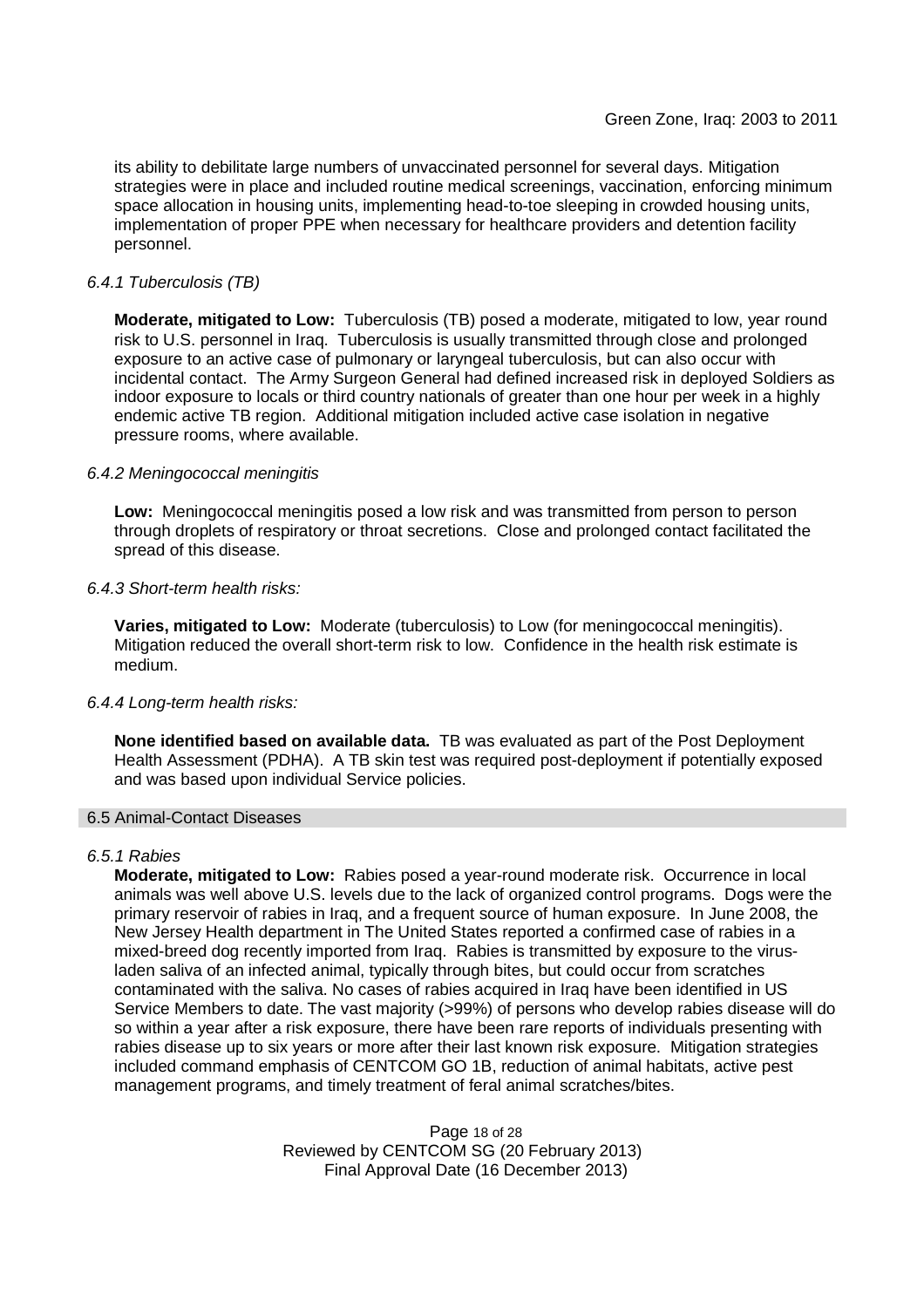its ability to debilitate large numbers of unvaccinated personnel for several days. Mitigation strategies were in place and included routine medical screenings, vaccination, enforcing minimum space allocation in housing units, implementing head-to-toe sleeping in crowded housing units, implementation of proper PPE when necessary for healthcare providers and detention facility personnel.

#### *6.4.1 Tuberculosis (TB)*

**Moderate, mitigated to Low:** Tuberculosis (TB) posed a moderate, mitigated to low, year round risk to U.S. personnel in Iraq. Tuberculosis is usually transmitted through close and prolonged exposure to an active case of pulmonary or laryngeal tuberculosis, but can also occur with incidental contact. The Army Surgeon General had defined increased risk in deployed Soldiers as indoor exposure to locals or third country nationals of greater than one hour per week in a highly endemic active TB region. Additional mitigation included active case isolation in negative pressure rooms, where available.

#### *6.4.2 Meningococcal meningitis*

**Low:** Meningococcal meningitis posed a low risk and was transmitted from person to person through droplets of respiratory or throat secretions. Close and prolonged contact facilitated the spread of this disease.

#### *6.4.3 Short-term health risks:*

**Varies, mitigated to Low:** Moderate (tuberculosis) to Low (for meningococcal meningitis). Mitigation reduced the overall short-term risk to low. Confidence in the health risk estimate is medium.

#### *6.4.4 Long-term health risks:*

**None identified based on available data.** TB was evaluated as part of the Post Deployment Health Assessment (PDHA). A TB skin test was required post-deployment if potentially exposed and was based upon individual Service policies.

### 6.5 Animal-Contact Diseases

#### *6.5.1 Rabies*

**Moderate, mitigated to Low:** Rabies posed a year-round moderate risk. Occurrence in local animals was well above U.S. levels due to the lack of organized control programs. Dogs were the primary reservoir of rabies in Iraq, and a frequent source of human exposure. In June 2008, the New Jersey Health department in The United States reported a confirmed case of rabies in a mixed-breed dog recently imported from Iraq. Rabies is transmitted by exposure to the virus-laden saliva of an infected animal, typically through bites, but could occur from scratches contaminated with the saliva. No cases of rabies acquired in Iraq have been identified in US Service Members to date. The vast majority (>99%) of persons who develop rabies disease will do so within a year after a risk exposure, there have been rare reports of individuals presenting with rabies disease up to six years or more after their last known risk exposure. Mitigation strategies included command emphasis of CENTCOM GO 1B, reduction of animal habitats, active pest management programs, and timely treatment of feral animal scratches/bites.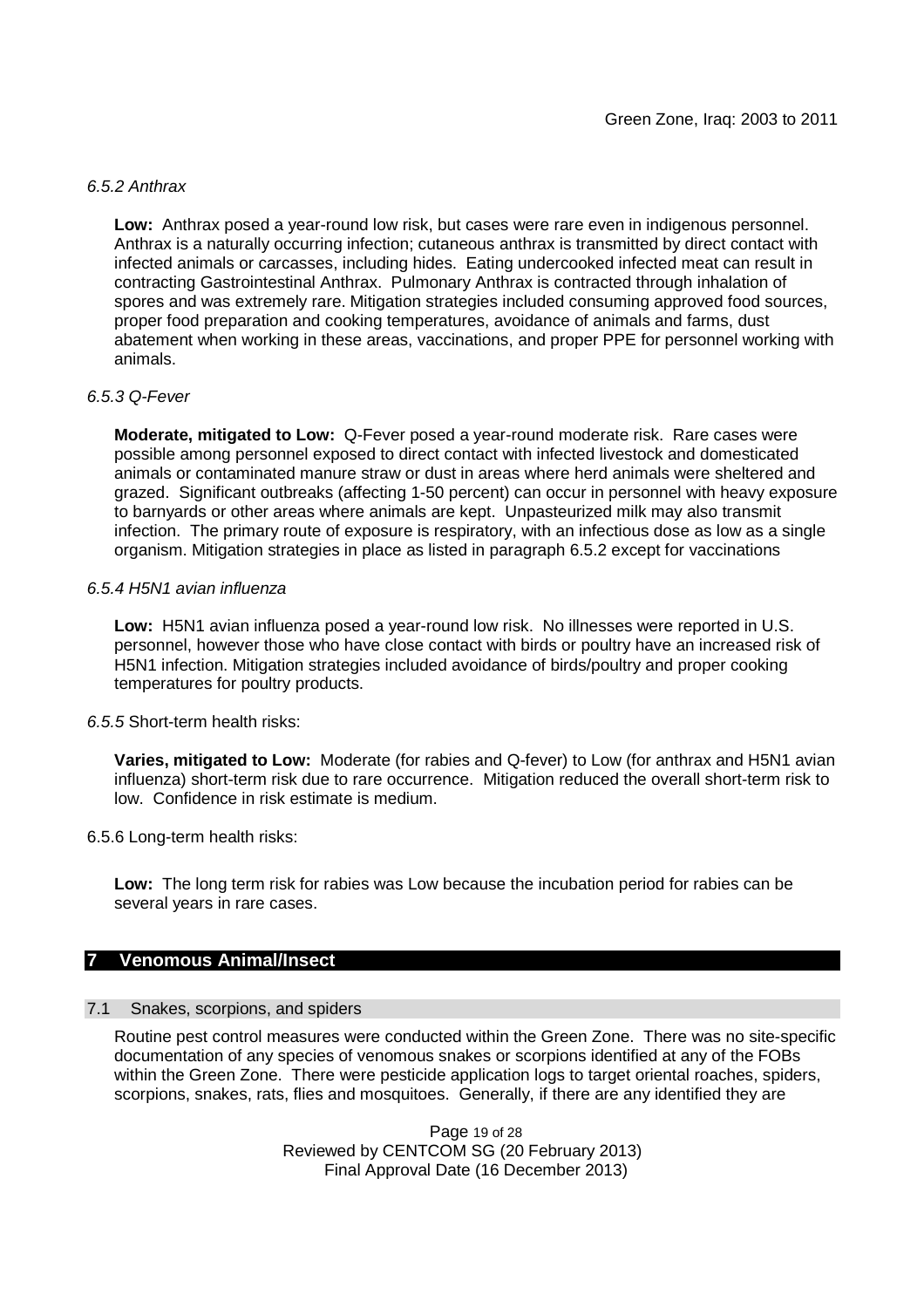*6.5.2 Anthrax*

**Low:** Anthrax posed a year-round low risk, but cases were rare even in indigenous personnel. Anthrax is a naturally occurring infection; cutaneous anthrax is transmitted by direct contact with infected animals or carcasses, including hides. Eating undercooked infected meat can result in contracting Gastrointestinal Anthrax. Pulmonary Anthrax is contracted through inhalation of spores and was extremely rare. Mitigation strategies included consuming approved food sources, proper food preparation and cooking temperatures, avoidance of animals and farms, dust abatement when working in these areas, vaccinations, and proper PPE for personnel working with animals.

*6.5.3 Q-Fever*

**Moderate, mitigated to Low:** Q-Fever posed a year-round moderate risk. Rare cases were possible among personnel exposed to direct contact with infected livestock and domesticated animals or contaminated manure straw or dust in areas where herd animals were sheltered and grazed. Significant outbreaks (affecting 1-50 percent) can occur in personnel with heavy exposure to barnyards or other areas where animals are kept. Unpasteurized milk may also transmit infection. The primary route of exposure is respiratory, with an infectious dose as low as a single organism. Mitigation strategies in place as listed in paragraph 6.5.2 except for vaccinations

*6.5.4 H5N1 avian influenza*

**Low:** H5N1 avian influenza posed a year-round low risk. No illnesses were reported in U.S. personnel, however those who have close contact with birds or poultry have an increased risk of H5N1 infection. Mitigation strategies included avoidance of birds/poultry and proper cooking temperatures for poultry products.

*6.5.5* Short-term health risks:

**Varies, mitigated to Low:** Moderate (for rabies and Q-fever) to Low (for anthrax and H5N1 avian influenza) short-term risk due to rare occurrence. Mitigation reduced the overall short-term risk to low. Confidence in risk estimate is medium.

6.5.6 Long-term health risks:

**Low:** The long term risk for rabies was Low because the incubation period for rabies can be several years in rare cases.

## 7 Venomous Animal/Insect

### 7.1 Snakes, scorpions, and spiders

Routine pest control measures were conducted within the Green Zone. There was no site-specific documentation of any species of venomous snakes or scorpions identified at any of the FOBs within the Green Zone. There were pesticide application logs to target oriental roaches, spiders, scorpions, snakes, rats, flies and mosquitoes. Generally, if there are any identified they are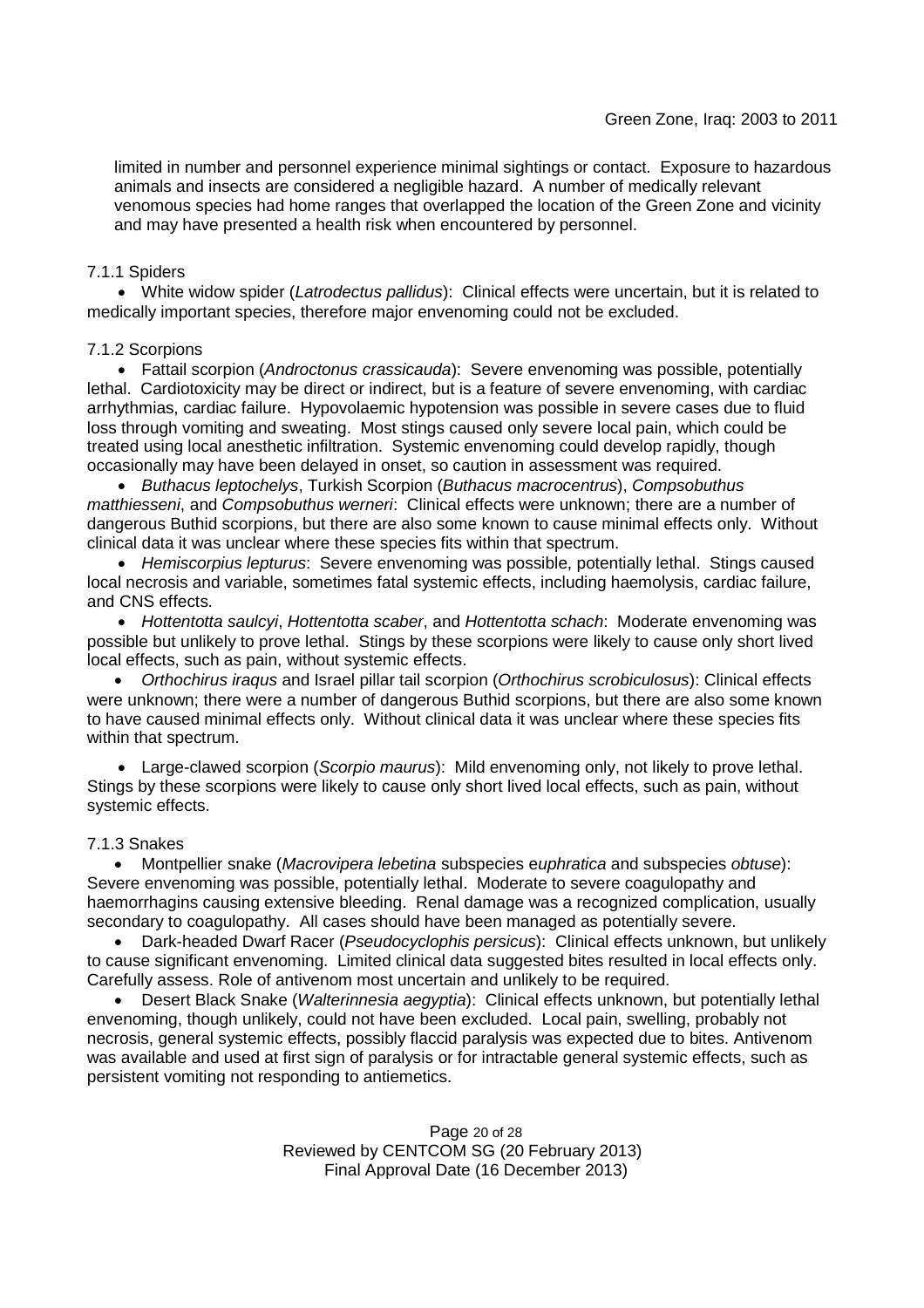limited in number and personnel experience minimal sightings or contact. Exposure to hazardous animals and insects are considered a negligible hazard. A number of medically relevant venomous species had home ranges that overlapped the location of the Green Zone and vicinity and may have presented a health risk when encountered by personnel.

#### 7.1.1 Spiders

- White widow spider (*Latrodectus pallidus*): Clinical effects were uncertain, but it is related to medically important species, therefore major envenoming could not be excluded.

#### 7.1.2 Scorpions

- Fattail scorpion (*Androctonus crassicauda*): Severe envenoming was possible, potentially lethal. Cardiotoxicity may be direct or indirect, but is a feature of severe envenoming, with cardiac arrhythmias, cardiac failure. Hypovolaemic hypotension was possible in severe cases due to fluid loss through vomiting and sweating. Most stings caused only severe local pain, which could be treated using local anesthetic infiltration. Systemic envenoming could develop rapidly, though occasionally may have been delayed in onset, so caution in assessment was required.
- *Buthacus leptochelys*, Turkish Scorpion (*Buthacus macrocentrus*), *Compsobuthus matthiesseni*, and *Compsobuthus werneri*: Clinical effects were unknown; there are a number of dangerous Buthid scorpions, but there are also some known to cause minimal effects only. Without clinical data it was unclear where these species fits within that spectrum.
- *Hemiscorpius lepturus*: Severe envenoming was possible, potentially lethal. Stings caused local necrosis and variable, sometimes fatal systemic effects, including haemolysis, cardiac failure, and CNS effects.
- *Hottentotta saulcyi*, *Hottentotta scaber*, and *Hottentotta schach*: Moderate envenoming was possible but unlikely to prove lethal. Stings by these scorpions were likely to cause only short lived local effects, such as pain, without systemic effects.
- *Orthochirus iraqus* and Israel pillar tail scorpion (*Orthochirus scrobiculosus*): Clinical effects were unknown; there were a number of dangerous Buthid scorpions, but there are also some known to have caused minimal effects only. Without clinical data it was unclear where these species fits within that spectrum.
- Large-clawed scorpion (*Scorpio maurus*): Mild envenoming only, not likely to prove lethal. Stings by these scorpions were likely to cause only short lived local effects, such as pain, without systemic effects.

#### 7.1.3 Snakes

- Montpellier snake (*Macrovipera lebetina* subspecies e*uphratica* and subspecies *obtuse*): Severe envenoming was possible, potentially lethal. Moderate to severe coagulopathy and haemorrhagins causing extensive bleeding. Renal damage was a recognized complication, usually secondary to coagulopathy. All cases should have been managed as potentially severe.
- Dark-headed Dwarf Racer (*Pseudocyclophis persicus*): Clinical effects unknown, but unlikely to cause significant envenoming. Limited clinical data suggested bites resulted in local effects only. Carefully assess. Role of antivenom most uncertain and unlikely to be required.
- Desert Black Snake (*Walterinnesia aegyptia*): Clinical effects unknown, but potentially lethal envenoming, though unlikely, could not have been excluded. Local pain, swelling, probably not necrosis, general systemic effects, possibly flaccid paralysis was expected due to bites. Antivenom was available and used at first sign of paralysis or for intractable general systemic effects, such as persistent vomiting not responding to antiemetics.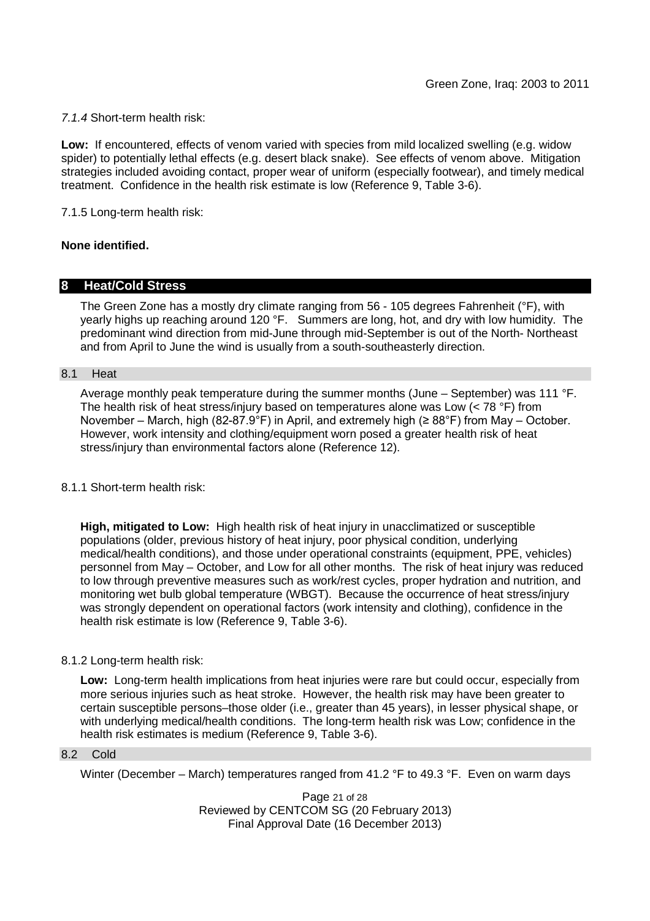*7.1.4* Short-term health risk:

**Low:** If encountered, effects of venom varied with species from mild localized swelling (e.g. widow spider) to potentially lethal effects (e.g. desert black snake). See effects of venom above. Mitigation strategies included avoiding contact, proper wear of uniform (especially footwear), and timely medical treatment. Confidence in the health risk estimate is low (Reference 9, Table 3-6).

7.1.5 Long-term health risk:

**None identified.**

## 8 Heat/Cold Stress

The Green Zone has a mostly dry climate ranging from 56 - 105 degrees Fahrenheit (°F), with yearly highs up reaching around 120 °F. Summers are long, hot, and dry with low humidity. The predominant wind direction from mid-June through mid-September is out of the North- Northeast and from April to June the wind is usually from a south-southeasterly direction.

### 8.1 Heat

Average monthly peak temperature during the summer months (June – September) was 111 °F. The health risk of heat stress/injury based on temperatures alone was Low (< 78 °F) from November – March, high (82-87.9°F) in April, and extremely high (≥ 88°F) from May – October. However, work intensity and clothing/equipment worn posed a greater health risk of heat stress/injury than environmental factors alone (Reference 12).

8.1.1 Short-term health risk:

**High, mitigated to Low:** High health risk of heat injury in unacclimatized or susceptible populations (older, previous history of heat injury, poor physical condition, underlying medical/health conditions), and those under operational constraints (equipment, PPE, vehicles) personnel from May – October, and Low for all other months. The risk of heat injury was reduced to low through preventive measures such as work/rest cycles, proper hydration and nutrition, and monitoring wet bulb global temperature (WBGT). Because the occurrence of heat stress/injury was strongly dependent on operational factors (work intensity and clothing), confidence in the health risk estimate is low (Reference 9, Table 3-6).

8.1.2 Long-term health risk:

**Low:** Long-term health implications from heat injuries were rare but could occur, especially from more serious injuries such as heat stroke. However, the health risk may have been greater to certain susceptible persons–those older (i.e., greater than 45 years), in lesser physical shape, or with underlying medical/health conditions. The long-term health risk was Low; confidence in the health risk estimates is medium (Reference 9, Table 3-6).

### 8.2 Cold

Winter (December – March) temperatures ranged from 41.2 °F to 49.3 °F. Even on warm days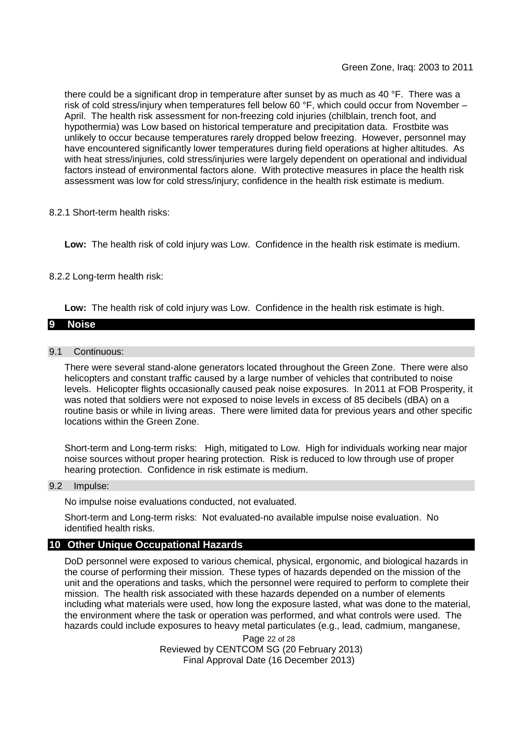there could be a significant drop in temperature after sunset by as much as 40 °F. There was a risk of cold stress/injury when temperatures fell below 60 °F, which could occur from November – April. The health risk assessment for non-freezing cold injuries (chilblain, trench foot, and hypothermia) was Low based on historical temperature and precipitation data. Frostbite was unlikely to occur because temperatures rarely dropped below freezing. However, personnel may have encountered significantly lower temperatures during field operations at higher altitudes. As with heat stress/injuries, cold stress/injuries were largely dependent on operational and individual factors instead of environmental factors alone. With protective measures in place the health risk assessment was low for cold stress/injury; confidence in the health risk estimate is medium.

8.2.1 Short-term health risks:

**Low:** The health risk of cold injury was Low. Confidence in the health risk estimate is medium.

8.2.2 Long-term health risk:

**Low:** The health risk of cold injury was Low. Confidence in the health risk estimate is high.

## 9 Noise

### 9.1 Continuous:

There were several stand-alone generators located throughout the Green Zone. There were also helicopters and constant traffic caused by a large number of vehicles that contributed to noise levels. Helicopter flights occasionally caused peak noise exposures. In 2011 at FOB Prosperity, it was noted that soldiers were not exposed to noise levels in excess of 85 decibels (dBA) on a routine basis or while in living areas. There were limited data for previous years and other specific locations within the Green Zone.

Short-term and Long-term risks: High, mitigated to Low. High for individuals working near major noise sources without proper hearing protection. Risk is reduced to low through use of proper hearing protection. Confidence in risk estimate is medium.

### 9.2 Impulse:

No impulse noise evaluations conducted, not evaluated.

Short-term and Long-term risks: Not evaluated-no available impulse noise evaluation. No identified health risks.

## 10 Other Unique Occupational Hazards

DoD personnel were exposed to various chemical, physical, ergonomic, and biological hazards in the course of performing their mission. These types of hazards depended on the mission of the unit and the operations and tasks, which the personnel were required to perform to complete their mission. The health risk associated with these hazards depended on a number of elements including what materials were used, how long the exposure lasted, what was done to the material, the environment where the task or operation was performed, and what controls were used. The hazards could include exposures to heavy metal particulates (e.g., lead, cadmium, manganese,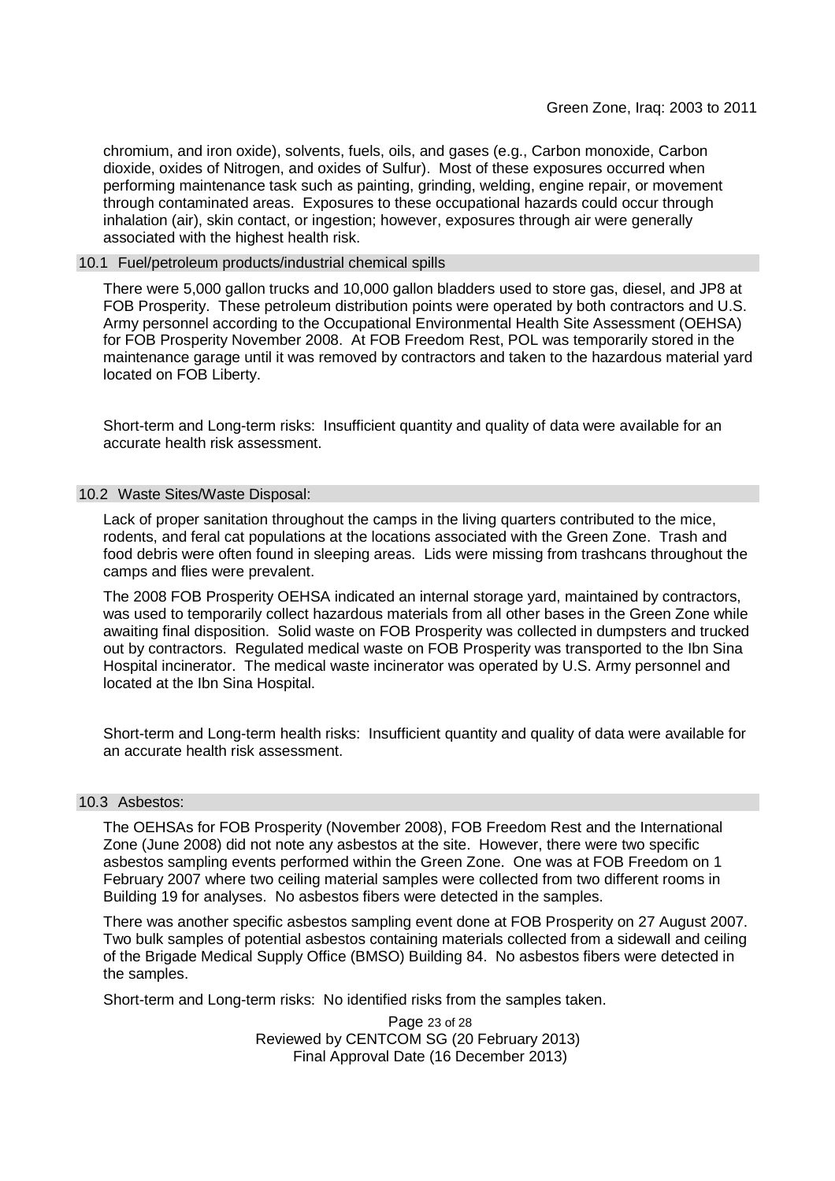chromium, and iron oxide), solvents, fuels, oils, and gases (e.g., Carbon monoxide, Carbon dioxide, oxides of Nitrogen, and oxides of Sulfur). Most of these exposures occurred when performing maintenance task such as painting, grinding, welding, engine repair, or movement through contaminated areas. Exposures to these occupational hazards could occur through inhalation (air), skin contact, or ingestion; however, exposures through air were generally associated with the highest health risk.

### 10.1 Fuel/petroleum products/industrial chemical spills

There were 5,000 gallon trucks and 10,000 gallon bladders used to store gas, diesel, and JP8 at FOB Prosperity. These petroleum distribution points were operated by both contractors and U.S. Army personnel according to the Occupational Environmental Health Site Assessment (OEHSA) for FOB Prosperity November 2008. At FOB Freedom Rest, POL was temporarily stored in the maintenance garage until it was removed by contractors and taken to the hazardous material yard located on FOB Liberty.

Short-term and Long-term risks: Insufficient quantity and quality of data were available for an accurate health risk assessment.

### 10.2 Waste Sites/Waste Disposal:

Lack of proper sanitation throughout the camps in the living quarters contributed to the mice, rodents, and feral cat populations at the locations associated with the Green Zone. Trash and food debris were often found in sleeping areas. Lids were missing from trashcans throughout the camps and flies were prevalent.

The 2008 FOB Prosperity OEHSA indicated an internal storage yard, maintained by contractors, was used to temporarily collect hazardous materials from all other bases in the Green Zone while awaiting final disposition. Solid waste on FOB Prosperity was collected in dumpsters and trucked out by contractors. Regulated medical waste on FOB Prosperity was transported to the Ibn Sina Hospital incinerator. The medical waste incinerator was operated by U.S. Army personnel and located at the Ibn Sina Hospital.

Short-term and Long-term health risks: Insufficient quantity and quality of data were available for an accurate health risk assessment.

### 10.3 Asbestos:

The OEHSAs for FOB Prosperity (November 2008), FOB Freedom Rest and the International Zone (June 2008) did not note any asbestos at the site. However, there were two specific asbestos sampling events performed within the Green Zone. One was at FOB Freedom on 1 February 2007 where two ceiling material samples were collected from two different rooms in Building 19 for analyses. No asbestos fibers were detected in the samples.

There was another specific asbestos sampling event done at FOB Prosperity on 27 August 2007. Two bulk samples of potential asbestos containing materials collected from a sidewall and ceiling of the Brigade Medical Supply Office (BMSO) Building 84. No asbestos fibers were detected in the samples.

Short-term and Long-term risks: No identified risks from the samples taken.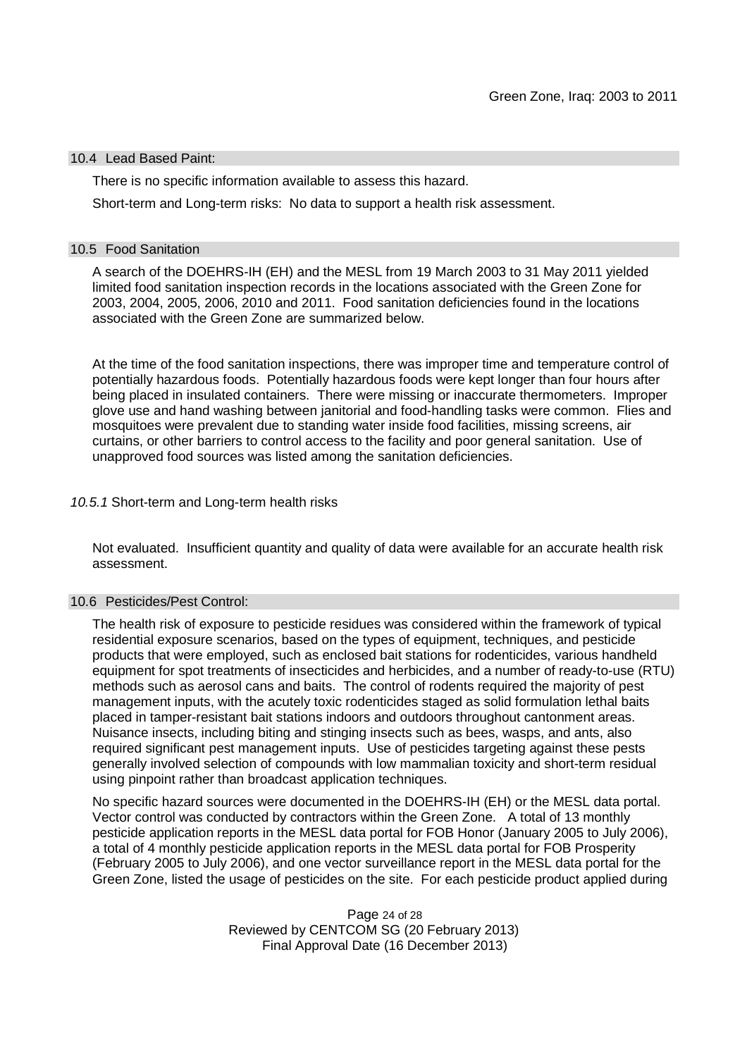### 10.4 Lead Based Paint:

There is no specific information available to assess this hazard.

Short-term and Long-term risks: No data to support a health risk assessment.

### 10.5 Food Sanitation

A search of the DOEHRS-IH (EH) and the MESL from 19 March 2003 to 31 May 2011 yielded limited food sanitation inspection records in the locations associated with the Green Zone for 2003, 2004, 2005, 2006, 2010 and 2011. Food sanitation deficiencies found in the locations associated with the Green Zone are summarized below.

At the time of the food sanitation inspections, there was improper time and temperature control of potentially hazardous foods. Potentially hazardous foods were kept longer than four hours after being placed in insulated containers. There were missing or inaccurate thermometers. Improper glove use and hand washing between janitorial and food-handling tasks were common. Flies and mosquitoes were prevalent due to standing water inside food facilities, missing screens, air curtains, or other barriers to control access to the facility and poor general sanitation. Use of unapproved food sources was listed among the sanitation deficiencies.

#### *10.5.1* Short-term and Long-term health risks

Not evaluated. Insufficient quantity and quality of data were available for an accurate health risk assessment.

### 10.6 Pesticides/Pest Control:

The health risk of exposure to pesticide residues was considered within the framework of typical residential exposure scenarios, based on the types of equipment, techniques, and pesticide products that were employed, such as enclosed bait stations for rodenticides, various handheld equipment for spot treatments of insecticides and herbicides, and a number of ready-to-use (RTU) methods such as aerosol cans and baits. The control of rodents required the majority of pest management inputs, with the acutely toxic rodenticides staged as solid formulation lethal baits placed in tamper-resistant bait stations indoors and outdoors throughout cantonment areas. Nuisance insects, including biting and stinging insects such as bees, wasps, and ants, also required significant pest management inputs. Use of pesticides targeting against these pests generally involved selection of compounds with low mammalian toxicity and short-term residual using pinpoint rather than broadcast application techniques.

No specific hazard sources were documented in the DOEHRS-IH (EH) or the MESL data portal. Vector control was conducted by contractors within the Green Zone. A total of 13 monthly pesticide application reports in the MESL data portal for FOB Honor (January 2005 to July 2006), a total of 4 monthly pesticide application reports in the MESL data portal for FOB Prosperity (February 2005 to July 2006), and one vector surveillance report in the MESL data portal for the Green Zone, listed the usage of pesticides on the site. For each pesticide product applied during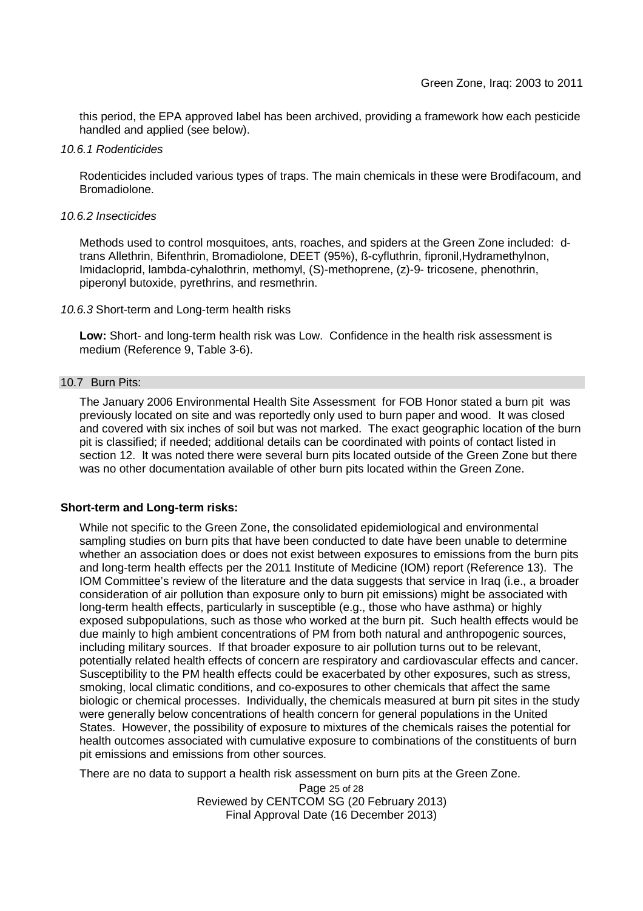this period, the EPA approved label has been archived, providing a framework how each pesticide handled and applied (see below).

*10.6.1 Rodenticides*

Rodenticides included various types of traps. The main chemicals in these were Brodifacoum, and Bromadiolone.

*10.6.2 Insecticides*

Methods used to control mosquitoes, ants, roaches, and spiders at the Green Zone included: d-trans Allethrin, Bifenthrin, Bromadiolone, DEET (95%), ß-cyfluthrin, fipronil,Hydramethylnon, Imidacloprid, lambda-cyhalothrin, methomyl, (S)-methoprene, (z)-9- tricosene, phenothrin, piperonyl butoxide, pyrethrins, and resmethrin.

*10.6.3* Short-term and Long-term health risks

**Low:** Short- and long-term health risk was Low. Confidence in the health risk assessment is medium (Reference 9, Table 3-6).

## 10.7 Burn Pits:

The January 2006 Environmental Health Site Assessment for FOB Honor stated a burn pit was previously located on site and was reportedly only used to burn paper and wood. It was closed and covered with six inches of soil but was not marked. The exact geographic location of the burn pit is classified; if needed; additional details can be coordinated with points of contact listed in section 12. It was noted there were several burn pits located outside of the Green Zone but there was no other documentation available of other burn pits located within the Green Zone.

**Short-term and Long-term risks:**

While not specific to the Green Zone, the consolidated epidemiological and environmental sampling studies on burn pits that have been conducted to date have been unable to determine whether an association does or does not exist between exposures to emissions from the burn pits and long-term health effects per the 2011 Institute of Medicine (IOM) report (Reference 13). The IOM Committee's review of the literature and the data suggests that service in Iraq (i.e., a broader consideration of air pollution than exposure only to burn pit emissions) might be associated with long-term health effects, particularly in susceptible (e.g., those who have asthma) or highly exposed subpopulations, such as those who worked at the burn pit. Such health effects would be due mainly to high ambient concentrations of PM from both natural and anthropogenic sources, including military sources. If that broader exposure to air pollution turns out to be relevant, potentially related health effects of concern are respiratory and cardiovascular effects and cancer. Susceptibility to the PM health effects could be exacerbated by other exposures, such as stress, smoking, local climatic conditions, and co-exposures to other chemicals that affect the same biologic or chemical processes. Individually, the chemicals measured at burn pit sites in the study were generally below concentrations of health concern for general populations in the United States. However, the possibility of exposure to mixtures of the chemicals raises the potential for health outcomes associated with cumulative exposure to combinations of the constituents of burn pit emissions and emissions from other sources.

There are no data to support a health risk assessment on burn pits at the Green Zone.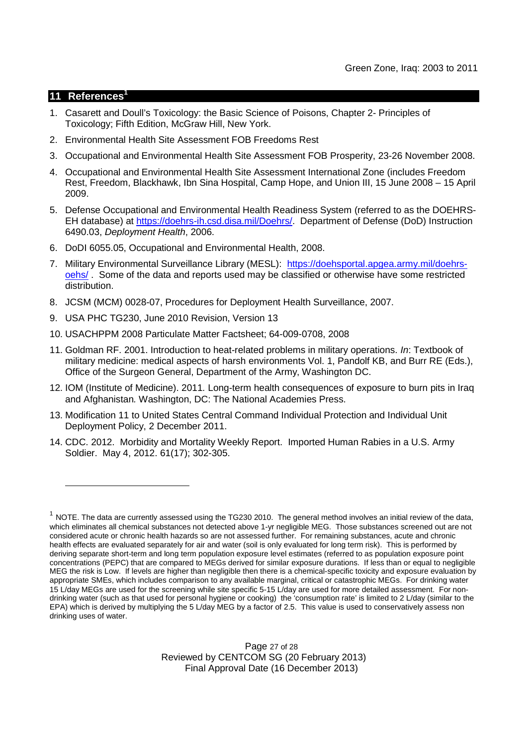## 11 References[1]

1. Casarett and Doull's Toxicology: the Basic Science of Poisons, Chapter 2- Principles of Toxicology; Fifth Edition, McGraw Hill, New York.
2. Environmental Health Site Assessment FOB Freedoms Rest
3. Occupational and Environmental Health Site Assessment FOB Prosperity, 23-26 November 2008.
4. Occupational and Environmental Health Site Assessment International Zone (includes Freedom Rest, Freedom, Blackhawk, Ibn Sina Hospital, Camp Hope, and Union III, 15 June 2008 – 15 April 2009.
5. Defense Occupational and Environmental Health Readiness System (referred to as the DOEHRS-EH database) at https://doehrs-ih.csd.disa.mil/Doehrs/. Department of Defense (DoD) Instruction 6490.03, *Deployment Health*, 2006.
6. DoDI 6055.05, Occupational and Environmental Health, 2008.
7. Military Environmental Surveillance Library (MESL): https://doehsportal.apgea.army.mil/doehrs-oehs/ . Some of the data and reports used may be classified or otherwise have some restricted distribution.
8. JCSM (MCM) 0028-07, Procedures for Deployment Health Surveillance, 2007.
9. USA PHC TG230, June 2010 Revision, Version 13
10. USACHPPM 2008 Particulate Matter Factsheet; 64-009-0708, 2008
11. Goldman RF. 2001. Introduction to heat-related problems in military operations. *In*: Textbook of military medicine: medical aspects of harsh environments Vol. 1, Pandolf KB, and Burr RE (Eds.), Office of the Surgeon General, Department of the Army, Washington DC.
12. IOM (Institute of Medicine). 2011*.* Long-term health consequences of exposure to burn pits in Iraq and Afghanistan*.* Washington, DC: The National Academies Press.
13. Modification 11 to United States Central Command Individual Protection and Individual Unit Deployment Policy, 2 December 2011.
14. CDC. 2012. Morbidity and Mortality Weekly Report. Imported Human Rabies in a U.S. Army Soldier. May 4, 2012. 61(17); 302-305.

---

[1] NOTE. The data are currently assessed using the TG230 2010. The general method involves an initial review of the data, which eliminates all chemical substances not detected above 1-yr negligible MEG. Those substances screened out are not considered acute or chronic health hazards so are not assessed further. For remaining substances, acute and chronic health effects are evaluated separately for air and water (soil is only evaluated for long term risk). This is performed by deriving separate short-term and long term population exposure level estimates (referred to as population exposure point concentrations (PEPC) that are compared to MEGs derived for similar exposure durations. If less than or equal to negligible MEG the risk is Low. If levels are higher than negligible then there is a chemical-specific toxicity and exposure evaluation by appropriate SMEs, which includes comparison to any available marginal, critical or catastrophic MEGs. For drinking water 15 L/day MEGs are used for the screening while site specific 5-15 L/day are used for more detailed assessment. For non-drinking water (such as that used for personal hygiene or cooking) the 'consumption rate' is limited to 2 L/day (similar to the EPA) which is derived by multiplying the 5 L/day MEG by a factor of 2.5. This value is used to conservatively assess non drinking uses of water.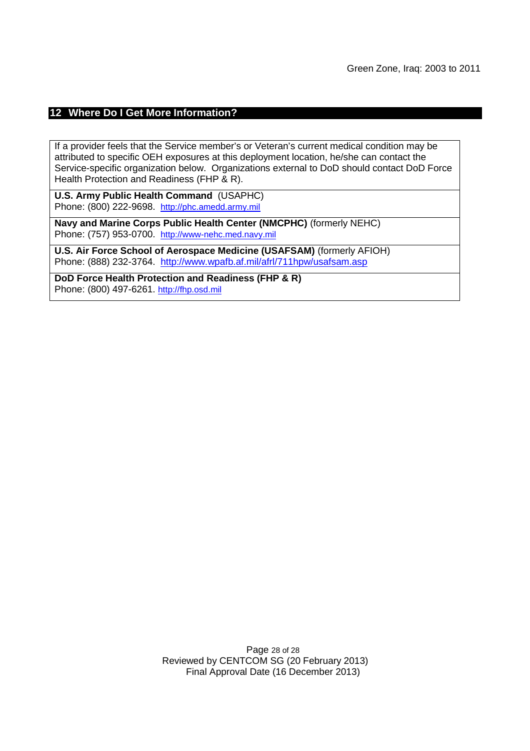## 12 Where Do I Get More Information?

| |
|---|
| If a provider feels that the Service member's or Veteran's current medical condition may be attributed to specific OEH exposures at this deployment location, he/she can contact the Service-specific organization below. Organizations external to DoD should contact DoD Force Health Protection and Readiness (FHP & R). |
| **U.S. Army Public Health Command** (USAPHC)<br>Phone: (800) 222-9698. http://phc.amedd.army.mil |
| **Navy and Marine Corps Public Health Center (NMCPHC)** (formerly NEHC)<br>Phone: (757) 953-0700. http://www-nehc.med.navy.mil |
| **U.S. Air Force School of Aerospace Medicine (USAFSAM)** (formerly AFIOH)<br>Phone: (888) 232-3764. http://www.wpafb.af.mil/afrl/711hpw/usafsam.asp |
| **DoD Force Health Protection and Readiness (FHP & R)**<br>Phone: (800) 497-6261. http://fhp.osd.mil |

Reviewed by CENTCOM SG (20 February 2013)
Final Approval Date (16 December 2013)